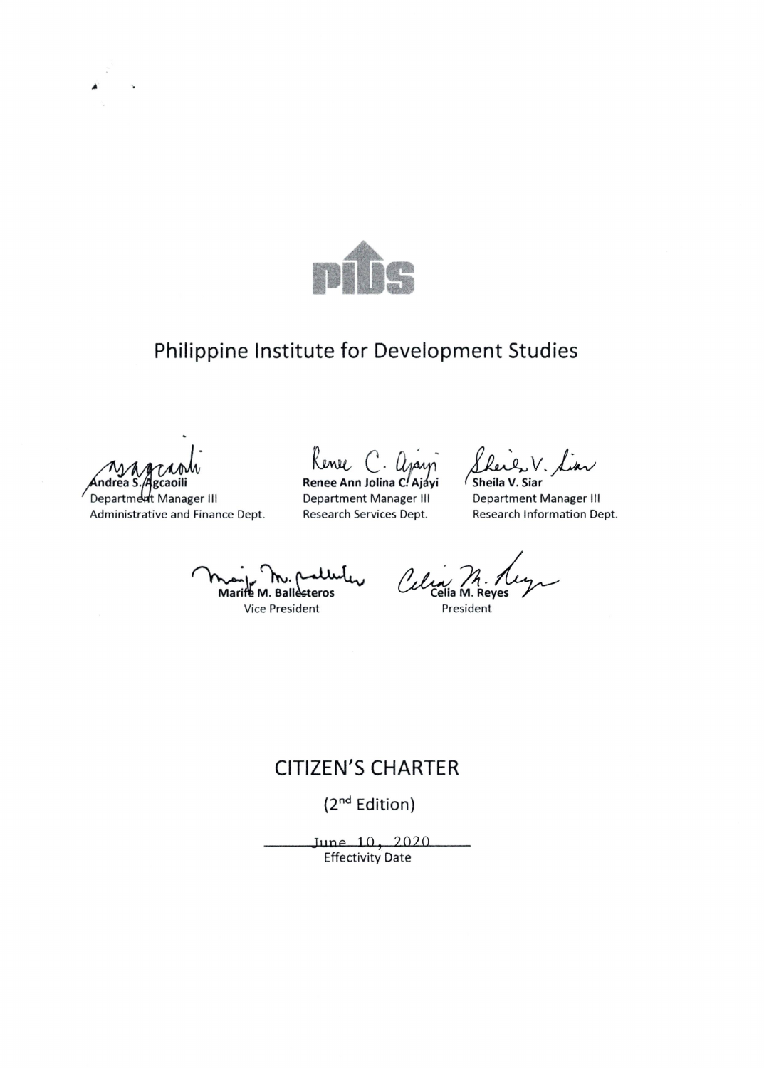PIDS

# Philippine Institute for Development Studies

**Andrea S. Agcaoili**
Department Manager III
Administrative and Finance Dept.

**Renee Ann Jolina C. Ajayi**
Department Manager III
Research Services Dept.

**Sheila V. Siar**
Department Manager III
Research Information Dept.

**Marife M. Ballesteros**
Vice President

**Celia M. Reyes**
President

# CITIZEN'S CHARTER

(2nd Edition)

June 10, 2020
Effectivity Date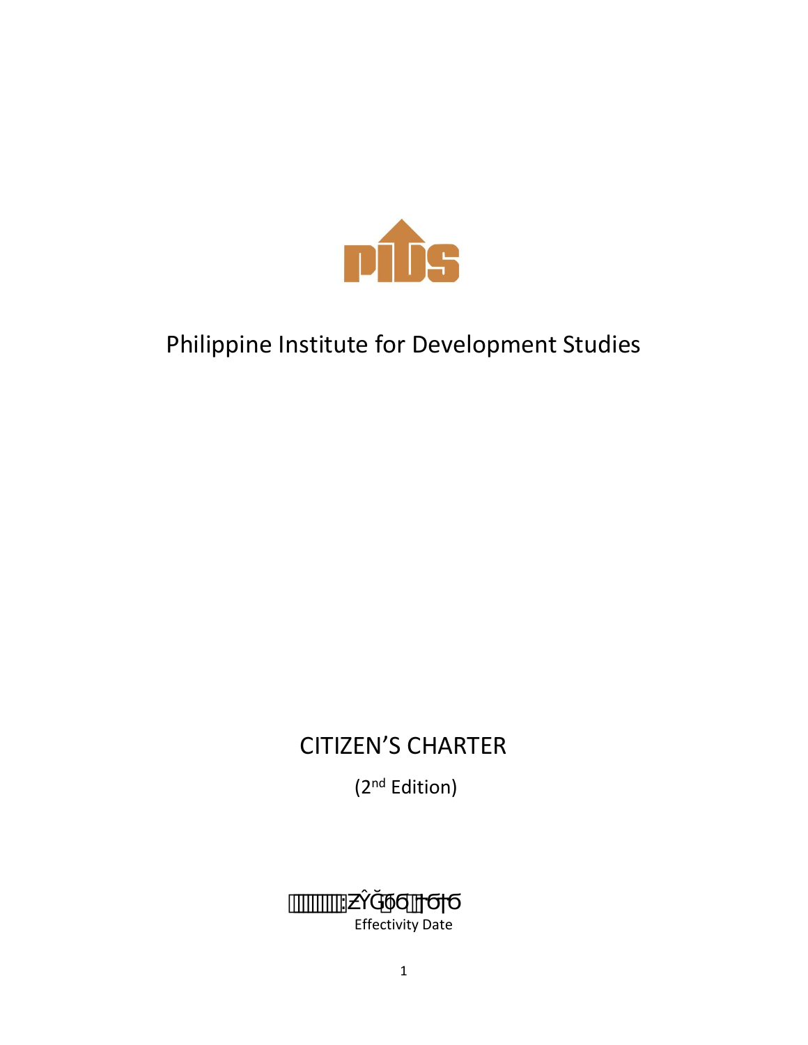# Philippine Institute for Development Studies

## CITIZEN'S CHARTER

(2nd Edition)

ZŶĞ66 1616

Effectivity Date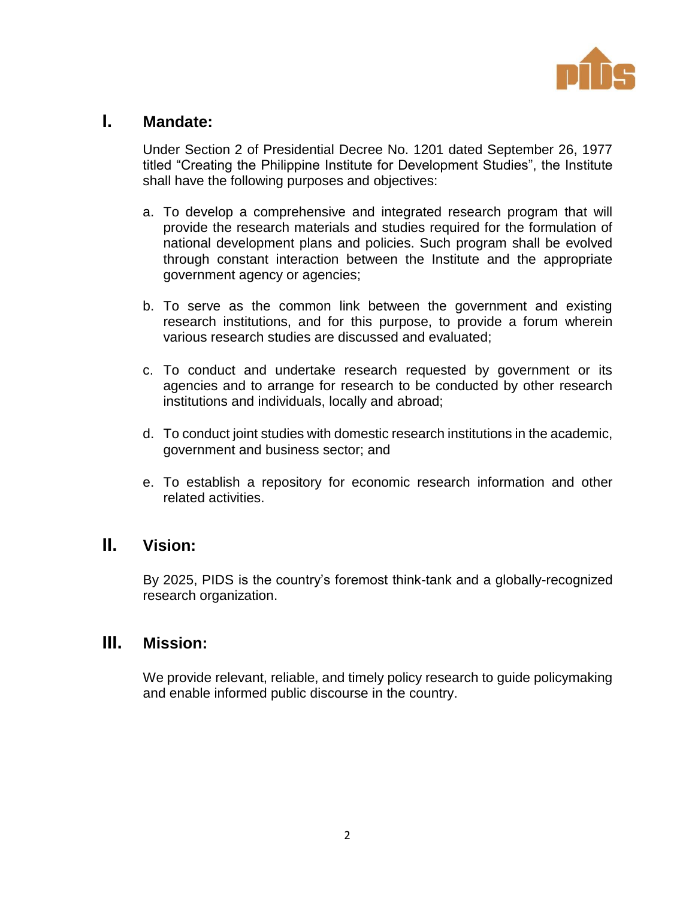## I. Mandate:

Under Section 2 of Presidential Decree No. 1201 dated September 26, 1977 titled "Creating the Philippine Institute for Development Studies", the Institute shall have the following purposes and objectives:

a. To develop a comprehensive and integrated research program that will provide the research materials and studies required for the formulation of national development plans and policies. Such program shall be evolved through constant interaction between the Institute and the appropriate government agency or agencies;

b. To serve as the common link between the government and existing research institutions, and for this purpose, to provide a forum wherein various research studies are discussed and evaluated;

c. To conduct and undertake research requested by government or its agencies and to arrange for research to be conducted by other research institutions and individuals, locally and abroad;

d. To conduct joint studies with domestic research institutions in the academic, government and business sector; and

e. To establish a repository for economic research information and other related activities.

## II. Vision:

By 2025, PIDS is the country's foremost think-tank and a globally-recognized research organization.

## III. Mission:

We provide relevant, reliable, and timely policy research to guide policymaking and enable informed public discourse in the country.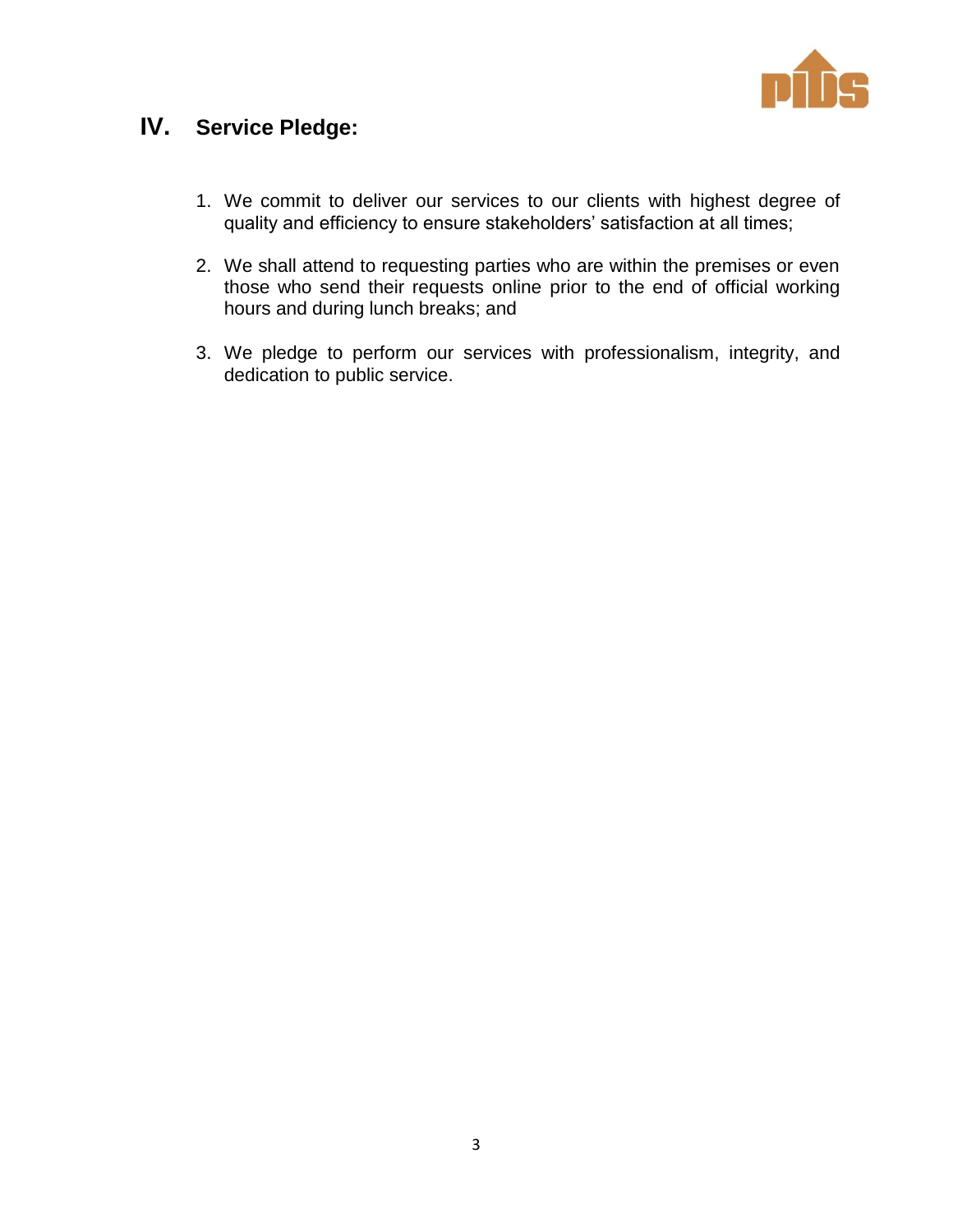## IV. Service Pledge:

1. We commit to deliver our services to our clients with highest degree of quality and efficiency to ensure stakeholders' satisfaction at all times;

2. We shall attend to requesting parties who are within the premises or even those who send their requests online prior to the end of official working hours and during lunch breaks; and

3. We pledge to perform our services with professionalism, integrity, and dedication to public service.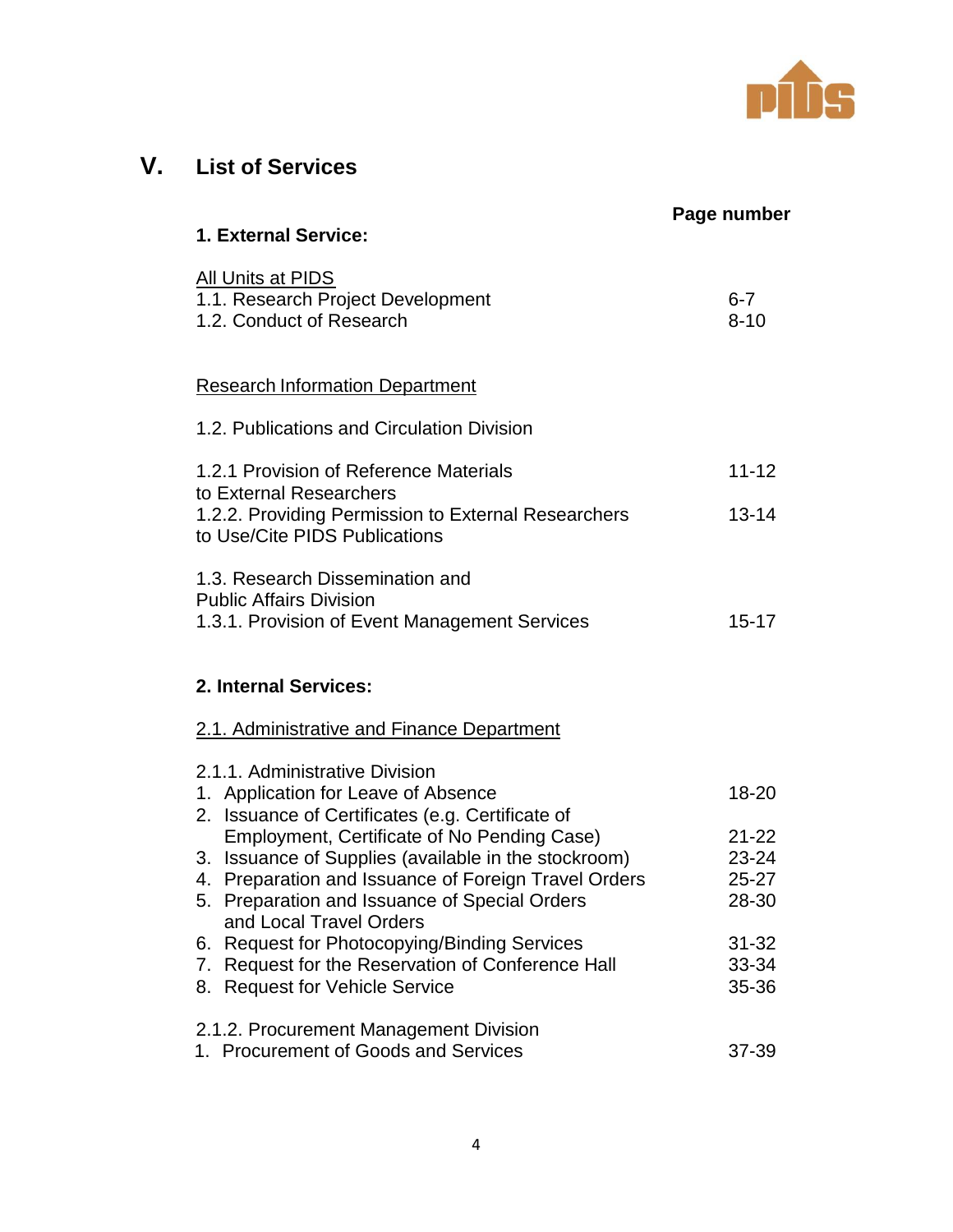# V. List of Services

| | Page number |
|---|---|
| **1. External Service:** | |
| <u>All Units at PIDS</u> | |
| 1.1. Research Project Development | 6-7 |
| 1.2. Conduct of Research | 8-10 |
| <u>Research Information Department</u> | |
| 1.2. Publications and Circulation Division | |
| 1.2.1 Provision of Reference Materials to External Researchers | 11-12 |
| 1.2.2. Providing Permission to External Researchers to Use/Cite PIDS Publications | 13-14 |
| 1.3. Research Dissemination and Public Affairs Division | |
| 1.3.1. Provision of Event Management Services | 15-17 |
| **2. Internal Services:** | |
| <u>2.1. Administrative and Finance Department</u> | |
| 2.1.1. Administrative Division | |
| 1. Application for Leave of Absence | 18-20 |
| 2. Issuance of Certificates (e.g. Certificate of Employment, Certificate of No Pending Case) | 21-22 |
| 3. Issuance of Supplies (available in the stockroom) | 23-24 |
| 4. Preparation and Issuance of Foreign Travel Orders | 25-27 |
| 5. Preparation and Issuance of Special Orders and Local Travel Orders | 28-30 |
| 6. Request for Photocopying/Binding Services | 31-32 |
| 7. Request for the Reservation of Conference Hall | 33-34 |
| 8. Request for Vehicle Service | 35-36 |
| 2.1.2. Procurement Management Division | |
| 1. Procurement of Goods and Services | 37-39 |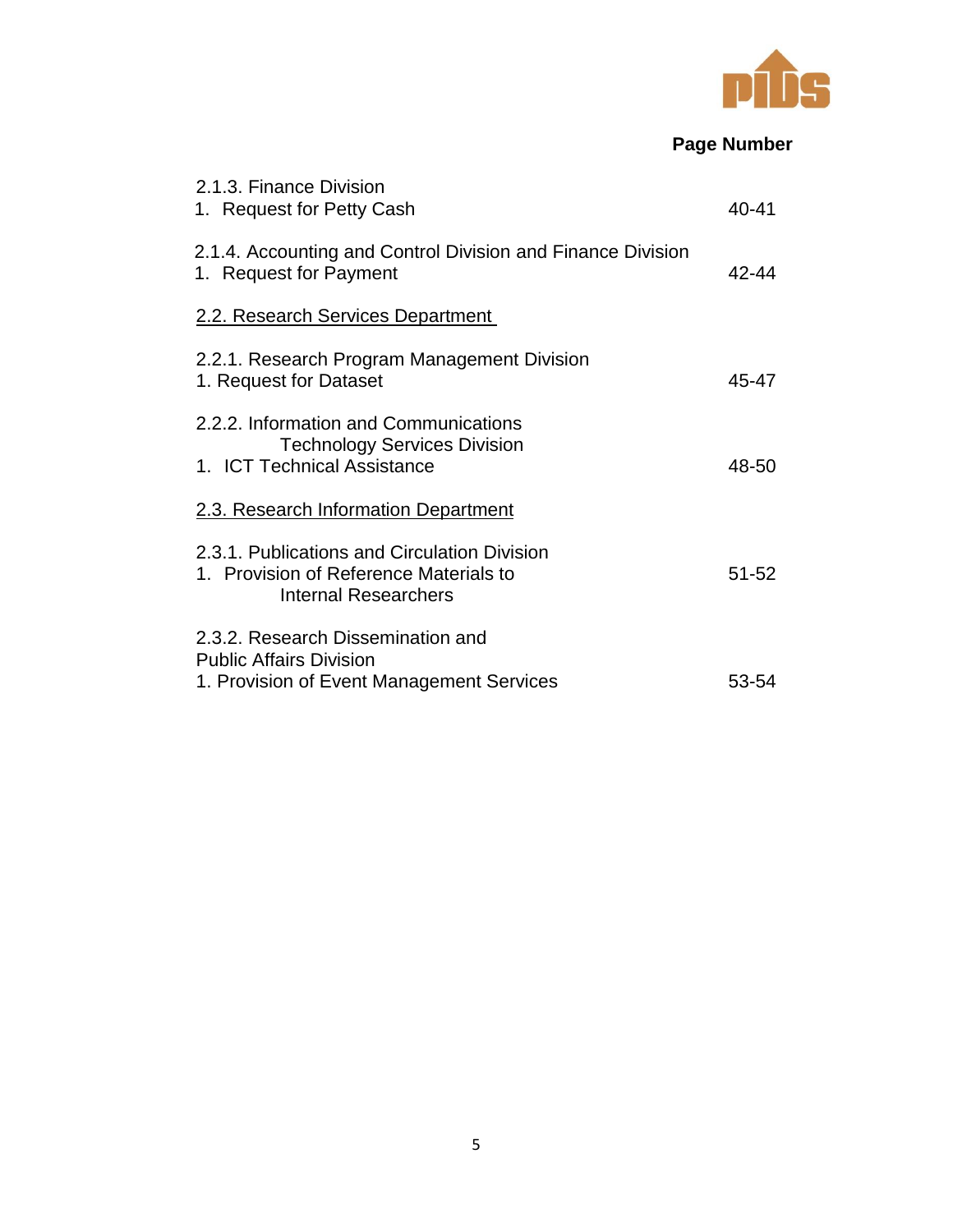| | Page Number |
|---|---|
| 2.1.3. Finance Division<br>1. Request for Petty Cash | 40-41 |
| 2.1.4. Accounting and Control Division and Finance Division<br>1. Request for Payment | 42-44 |
| 2.2. Research Services Department | |
| 2.2.1. Research Program Management Division<br>1. Request for Dataset | 45-47 |
| 2.2.2. Information and Communications Technology Services Division<br>1. ICT Technical Assistance | 48-50 |
| 2.3. Research Information Department | |
| 2.3.1. Publications and Circulation Division<br>1. Provision of Reference Materials to Internal Researchers | 51-52 |
| 2.3.2. Research Dissemination and Public Affairs Division<br>1. Provision of Event Management Services | 53-54 |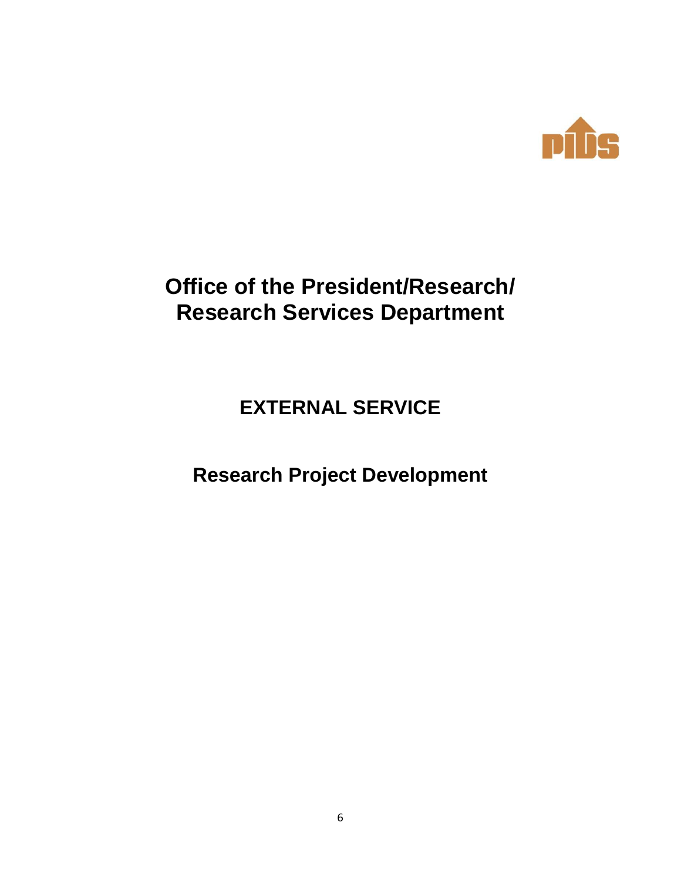# Office of the President/Research/ Research Services Department

## EXTERNAL SERVICE

## Research Project Development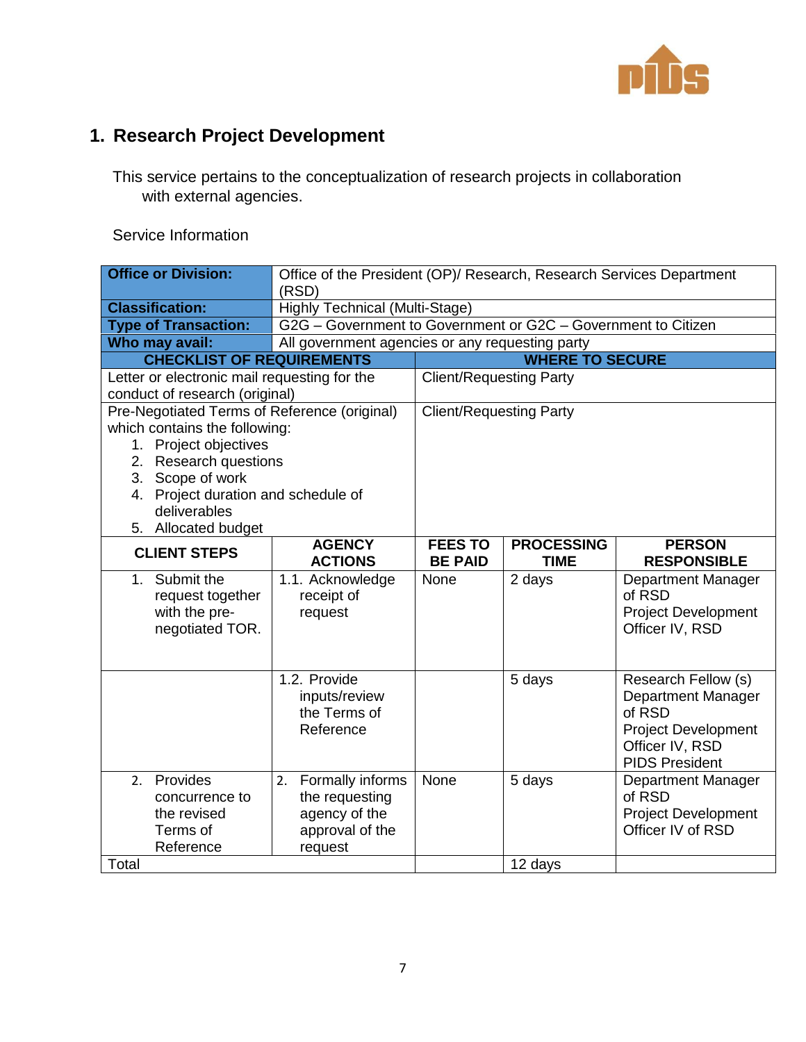## 1. Research Project Development

This service pertains to the conceptualization of research projects in collaboration with external agencies.

Service Information

| **Office or Division:** | Office of the President (OP)/ Research, Research Services Department (RSD) | | | |
|---|---|---|---|---|
| **Classification:** | Highly Technical (Multi-Stage) | | | |
| **Type of Transaction:** | G2G – Government to Government or G2C – Government to Citizen | | | |
| **Who may avail:** | All government agencies or any requesting party | | | |
| **CHECKLIST OF REQUIREMENTS** | | **WHERE TO SECURE** | | |
| Letter or electronic mail requesting for the conduct of research (original) | | Client/Requesting Party | | |
| Pre-Negotiated Terms of Reference (original) which contains the following:<br>1. Project objectives<br>2. Research questions<br>3. Scope of work<br>4. Project duration and schedule of deliverables<br>5. Allocated budget | | Client/Requesting Party | | |
| **CLIENT STEPS** | **AGENCY ACTIONS** | **FEES TO BE PAID** | **PROCESSING TIME** | **PERSON RESPONSIBLE** |
| 1. Submit the request together with the pre-negotiated TOR. | 1.1. Acknowledge receipt of request | None | 2 days | Department Manager of RSD<br>Project Development Officer IV, RSD |
| | 1.2. Provide inputs/review the Terms of Reference | | 5 days | Research Fellow (s)<br>Department Manager of RSD<br>Project Development Officer IV, RSD<br>PIDS President |
| 2. Provides concurrence to the revised Terms of Reference | 2. Formally informs the requesting agency of the approval of the request | None | 5 days | Department Manager of RSD<br>Project Development Officer IV of RSD |
| Total | | | 12 days | |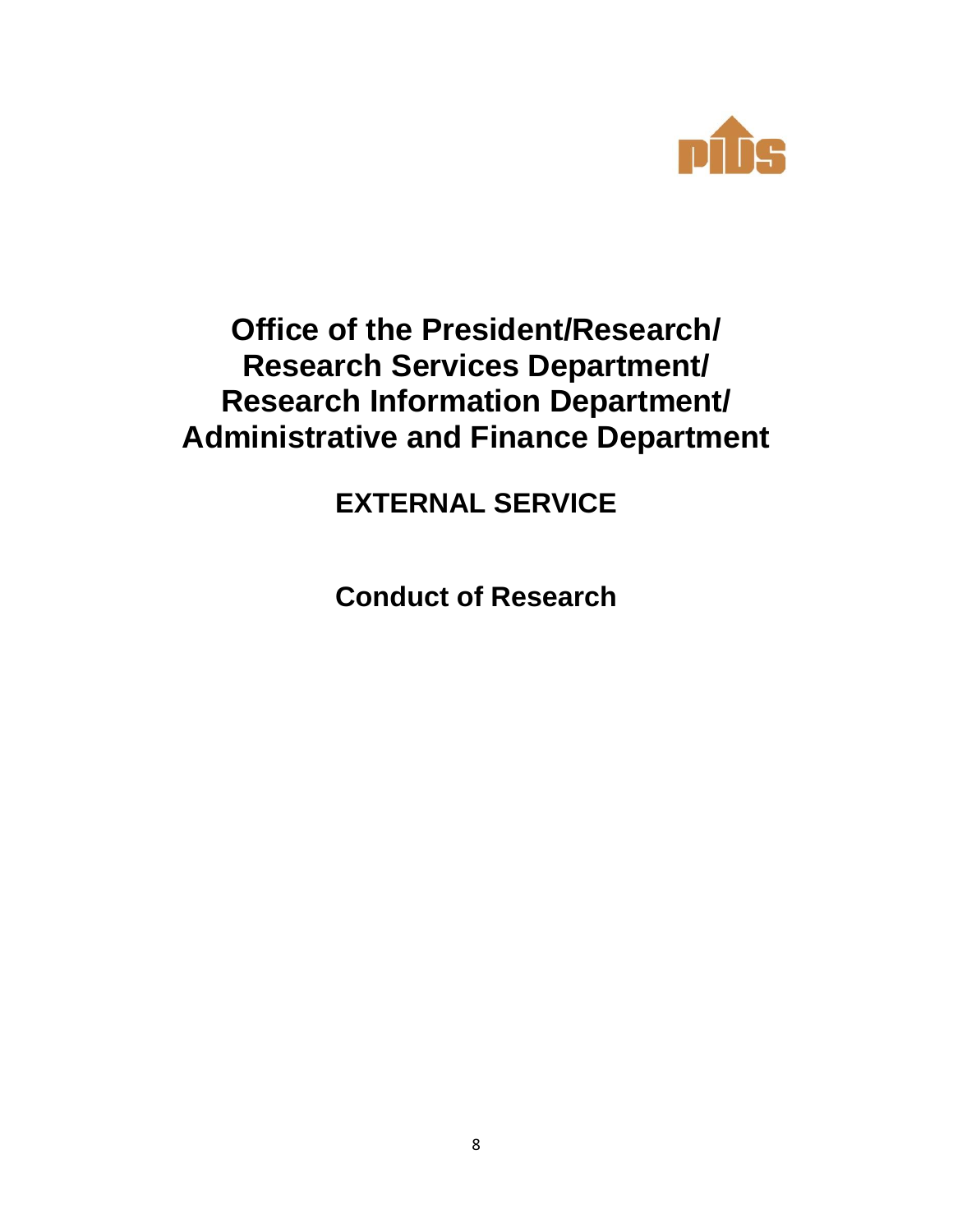# Office of the President/Research/ Research Services Department/ Research Information Department/ Administrative and Finance Department

## EXTERNAL SERVICE

## Conduct of Research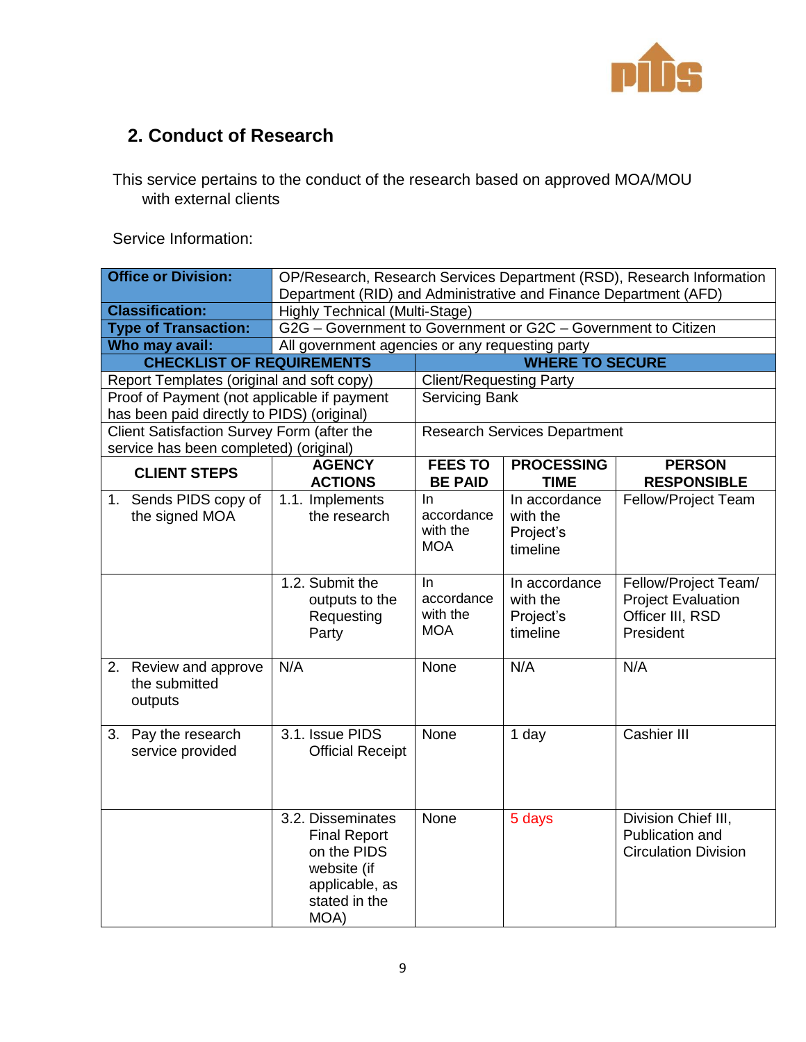## 2. Conduct of Research

This service pertains to the conduct of the research based on approved MOA/MOU with external clients

Service Information:

| **Office or Division:** | OP/Research, Research Services Department (RSD), Research Information Department (RID) and Administrative and Finance Department (AFD) |
|---|---|
| **Classification:** | Highly Technical (Multi-Stage) |
| **Type of Transaction:** | G2G – Government to Government or G2C – Government to Citizen |
| **Who may avail:** | All government agencies or any requesting party |

| **CHECKLIST OF REQUIREMENTS** | **WHERE TO SECURE** |
|---|---|
| Report Templates (original and soft copy) | Client/Requesting Party |
| Proof of Payment (not applicable if payment has been paid directly to PIDS) (original) | Servicing Bank |
| Client Satisfaction Survey Form (after the service has been completed) (original) | Research Services Department |

| **CLIENT STEPS** | **AGENCY ACTIONS** | **FEES TO BE PAID** | **PROCESSING TIME** | **PERSON RESPONSIBLE** |
|---|---|---|---|---|
| 1. Sends PIDS copy of the signed MOA | 1.1. Implements the research | In accordance with the MOA | In accordance with the Project's timeline | Fellow/Project Team |
| | 1.2. Submit the outputs to the Requesting Party | In accordance with the MOA | In accordance with the Project's timeline | Fellow/Project Team/ Project Evaluation Officer III, RSD President |
| 2. Review and approve the submitted outputs | N/A | None | N/A | N/A |
| 3. Pay the research service provided | 3.1. Issue PIDS Official Receipt | None | 1 day | Cashier III |
| | 3.2. Disseminates Final Report on the PIDS website (if applicable, as stated in the MOA) | None | 5 days | Division Chief III, Publication and Circulation Division |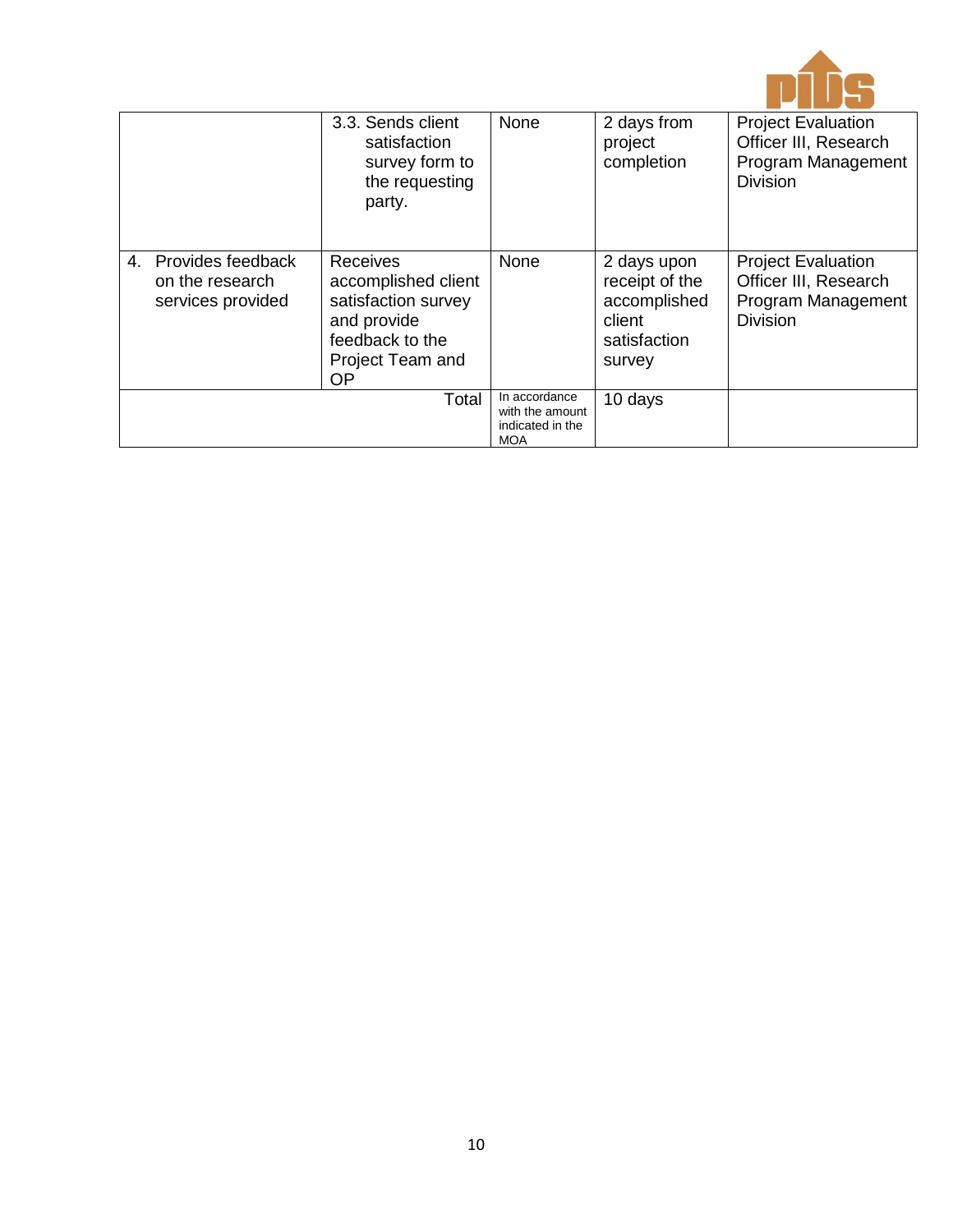| | | | | |
|---|---|---|---|---|
| | 3.3. Sends client satisfaction survey form to the requesting party. | None | 2 days from project completion | Project Evaluation Officer III, Research Program Management Division |
| 4. Provides feedback on the research services provided | Receives accomplished client satisfaction survey and provide feedback to the Project Team and OP | None | 2 days upon receipt of the accomplished client satisfaction survey | Project Evaluation Officer III, Research Program Management Division |
| | Total | In accordance with the amount indicated in the MOA | 10 days | |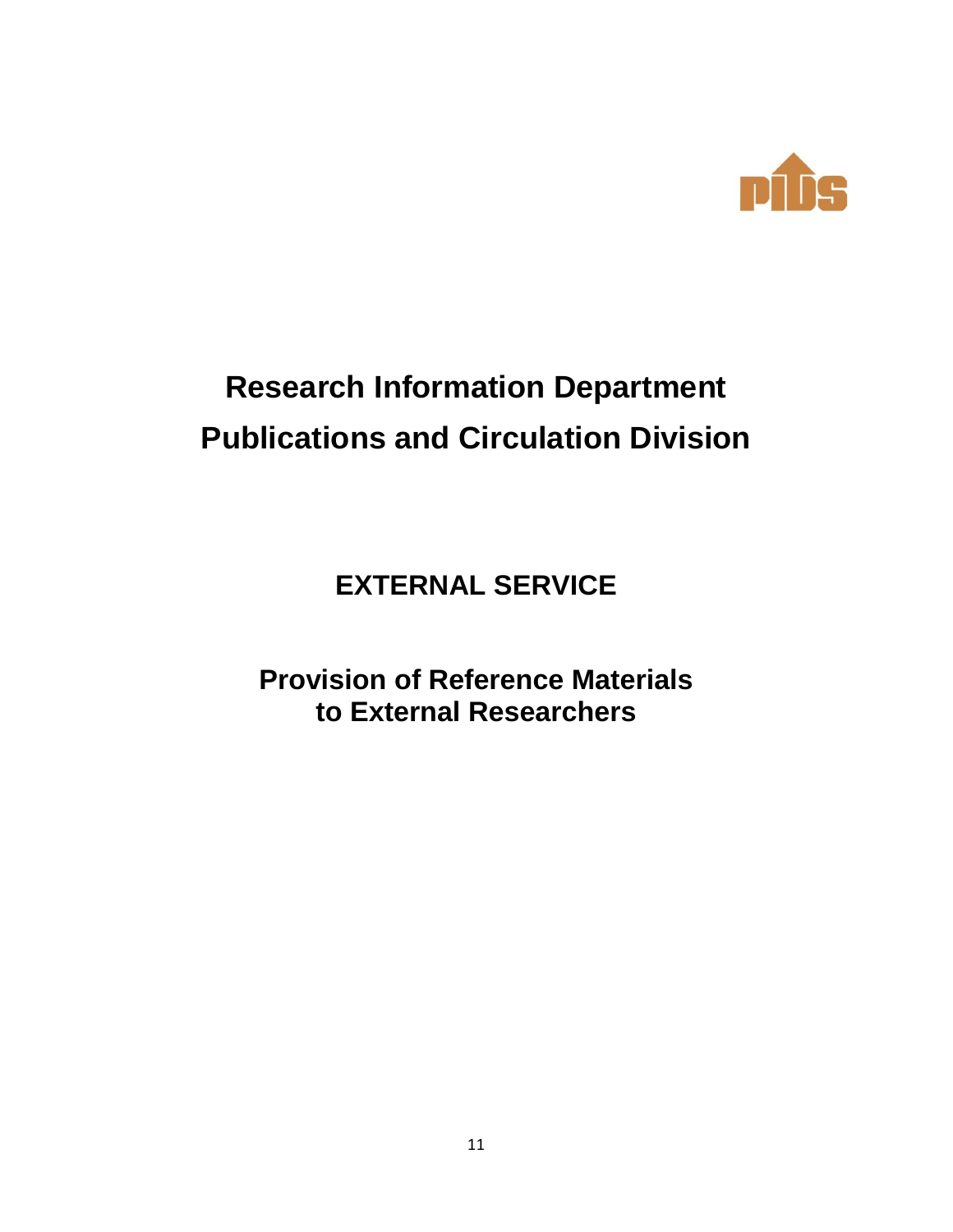# Research Information Department
# Publications and Circulation Division

## EXTERNAL SERVICE

### Provision of Reference Materials to External Researchers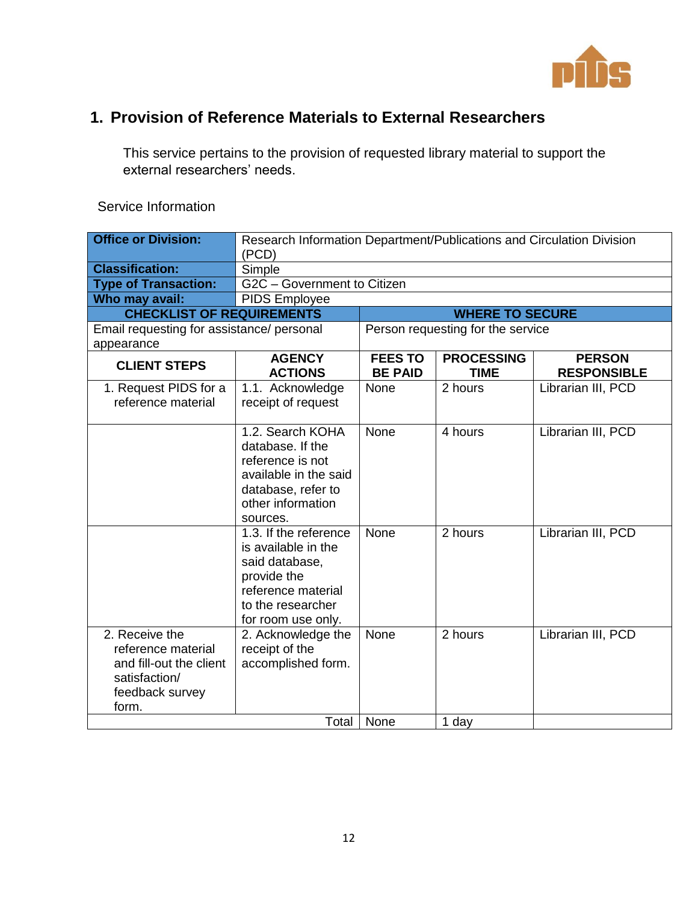## 1. Provision of Reference Materials to External Researchers

This service pertains to the provision of requested library material to support the external researchers' needs.

Service Information

| **Office or Division:** | Research Information Department/Publications and Circulation Division (PCD) | | | |
|---|---|---|---|---|
| **Classification:** | Simple | | | |
| **Type of Transaction:** | G2C – Government to Citizen | | | |
| **Who may avail:** | PIDS Employee | | | |
| **CHECKLIST OF REQUIREMENTS** | | **WHERE TO SECURE** | | |
| Email requesting for assistance/ personal appearance | | Person requesting for the service | | |
| **CLIENT STEPS** | **AGENCY ACTIONS** | **FEES TO BE PAID** | **PROCESSING TIME** | **PERSON RESPONSIBLE** |
| 1. Request PIDS for a reference material | 1.1. Acknowledge receipt of request | None | 2 hours | Librarian III, PCD |
| | 1.2. Search KOHA database. If the reference is not available in the said database, refer to other information sources. | None | 4 hours | Librarian III, PCD |
| | 1.3. If the reference is available in the said database, provide the reference material to the researcher for room use only. | None | 2 hours | Librarian III, PCD |
| 2. Receive the reference material and fill-out the client satisfaction/ feedback survey form. | 2. Acknowledge the receipt of the accomplished form. | None | 2 hours | Librarian III, PCD |
| | Total | None | 1 day | |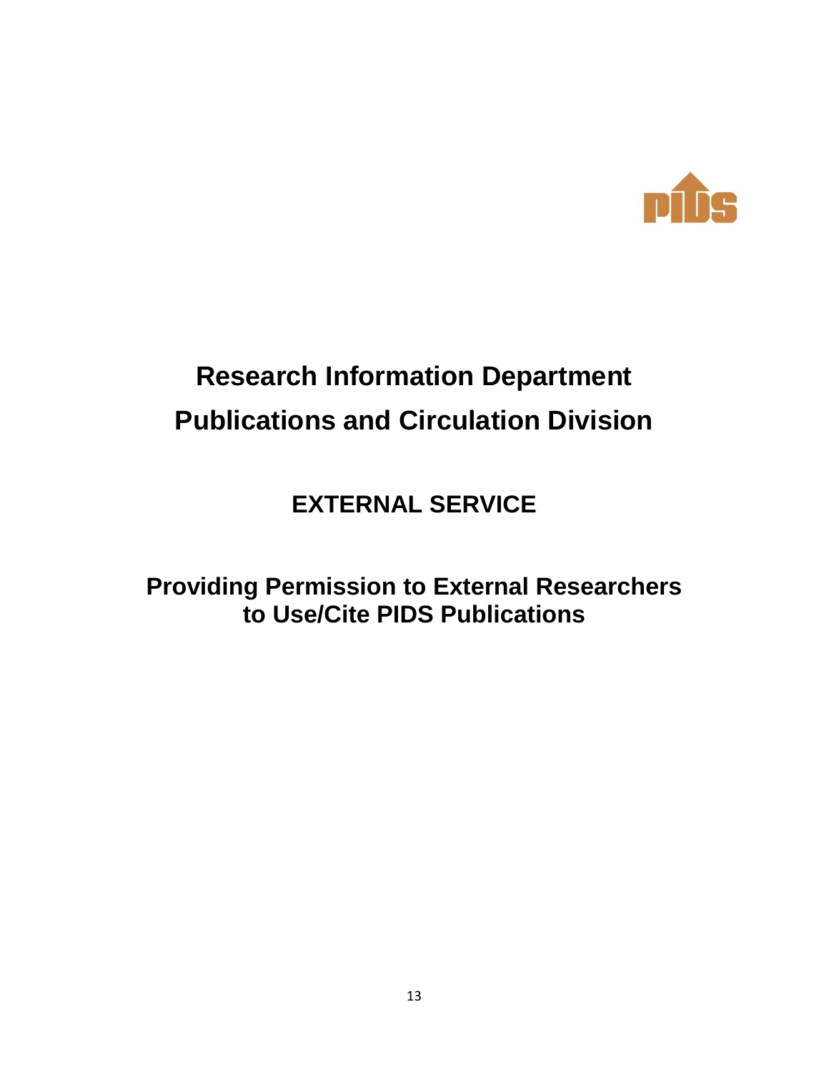# Research Information Department
# Publications and Circulation Division

## EXTERNAL SERVICE

## Providing Permission to External Researchers to Use/Cite PIDS Publications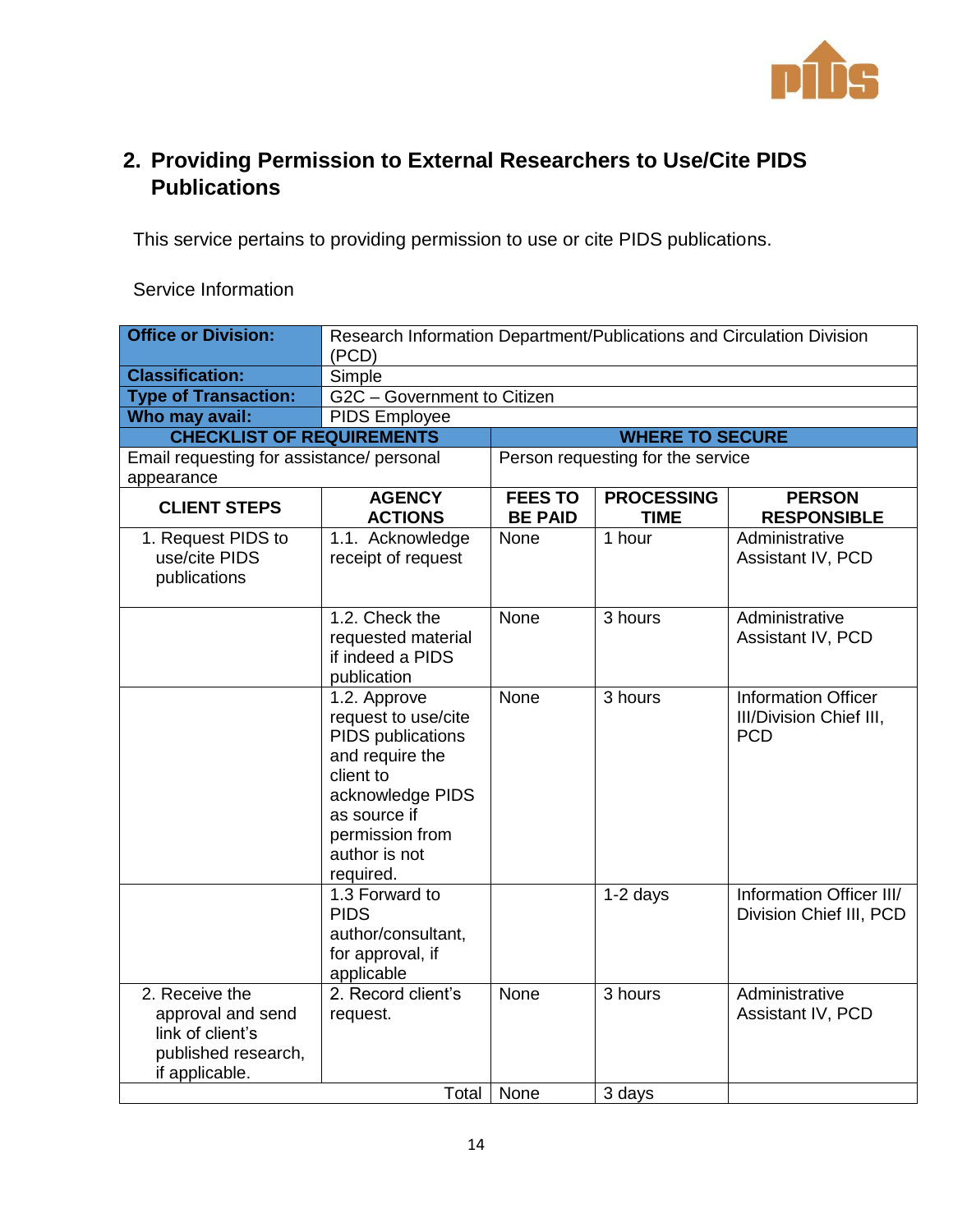## 2. Providing Permission to External Researchers to Use/Cite PIDS Publications

This service pertains to providing permission to use or cite PIDS publications.

Service Information

| **Office or Division:** | Research Information Department/Publications and Circulation Division (PCD) | | | |
|---|---|---|---|---|
| **Classification:** | Simple | | | |
| **Type of Transaction:** | G2C – Government to Citizen | | | |
| **Who may avail:** | PIDS Employee | | | |
| **CHECKLIST OF REQUIREMENTS** | | **WHERE TO SECURE** | | |
| Email requesting for assistance/ personal appearance | | Person requesting for the service | | |
| **CLIENT STEPS** | **AGENCY ACTIONS** | **FEES TO BE PAID** | **PROCESSING TIME** | **PERSON RESPONSIBLE** |
| 1. Request PIDS to use/cite PIDS publications | 1.1. Acknowledge receipt of request | None | 1 hour | Administrative Assistant IV, PCD |
| | 1.2. Check the requested material if indeed a PIDS publication | None | 3 hours | Administrative Assistant IV, PCD |
| | 1.2. Approve request to use/cite PIDS publications and require the client to acknowledge PIDS as source if permission from author is not required. | None | 3 hours | Information Officer III/Division Chief III, PCD |
| | 1.3 Forward to PIDS author/consultant, for approval, if applicable | | 1-2 days | Information Officer III/ Division Chief III, PCD |
| 2. Receive the approval and send link of client's published research, if applicable. | 2. Record client's request. | None | 3 hours | Administrative Assistant IV, PCD |
| | Total | None | 3 days | |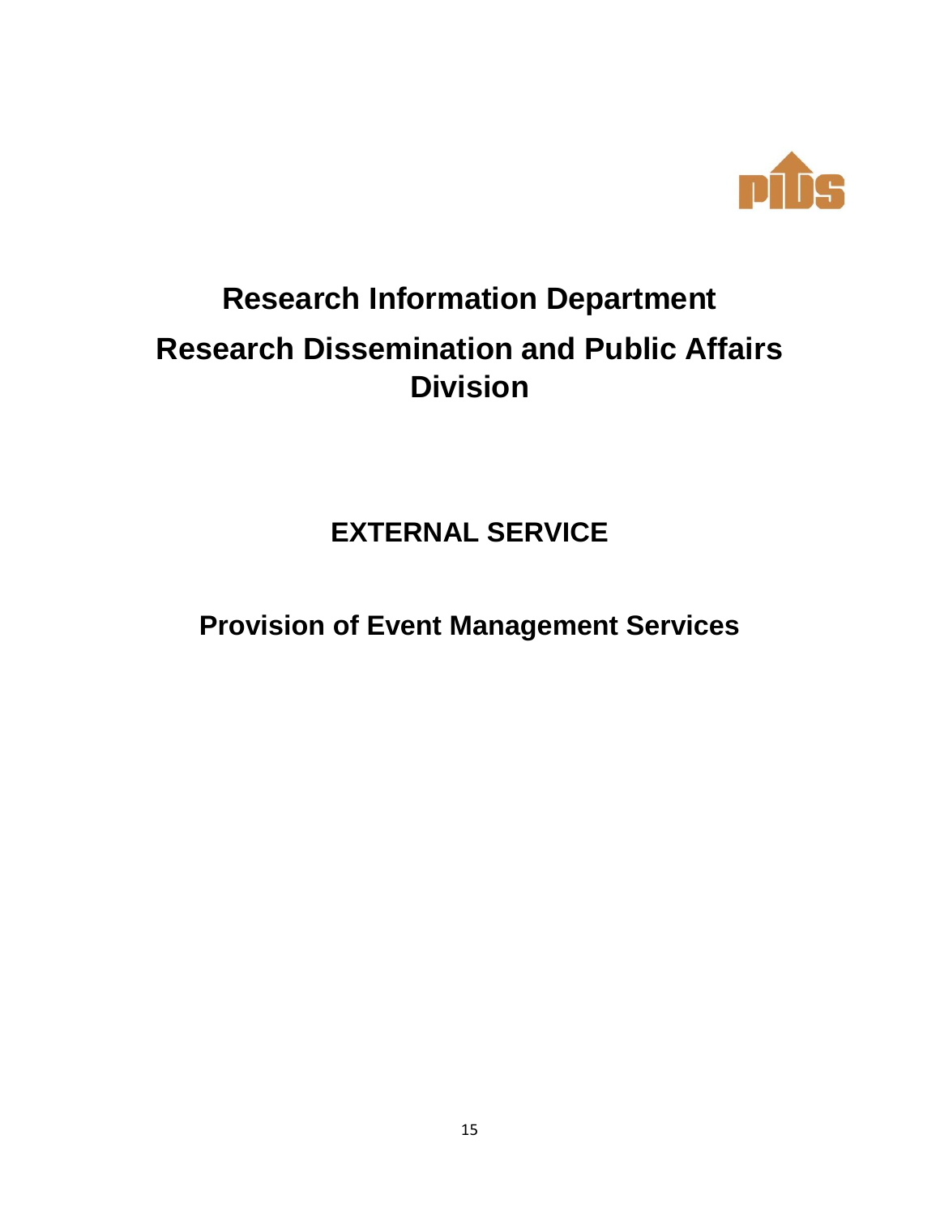# Research Information Department

# Research Dissemination and Public Affairs Division

## EXTERNAL SERVICE

## Provision of Event Management Services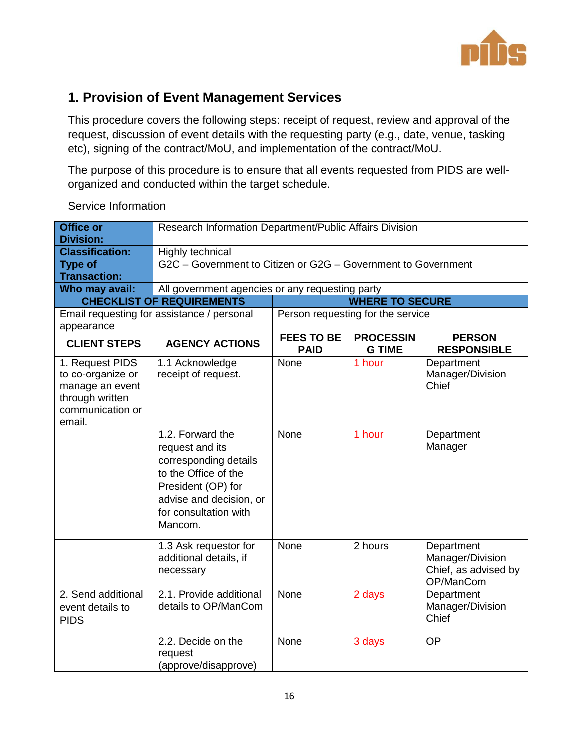## 1. Provision of Event Management Services

This procedure covers the following steps: receipt of request, review and approval of the request, discussion of event details with the requesting party (e.g., date, venue, tasking etc), signing of the contract/MoU, and implementation of the contract/MoU.

The purpose of this procedure is to ensure that all events requested from PIDS are well-organized and conducted within the target schedule.

Service Information

| **Office or Division:** | Research Information Department/Public Affairs Division | | | |
|---|---|---|---|---|
| **Classification:** | Highly technical | | | |
| **Type of Transaction:** | G2C – Government to Citizen or G2G – Government to Government | | | |
| **Who may avail:** | All government agencies or any requesting party | | | |
| **CHECKLIST OF REQUIREMENTS** | | **WHERE TO SECURE** | | |
| Email requesting for assistance / personal appearance | | Person requesting for the service | | |
| **CLIENT STEPS** | **AGENCY ACTIONS** | **FEES TO BE PAID** | **PROCESSING TIME** | **PERSON RESPONSIBLE** |
| 1. Request PIDS to co-organize or manage an event through written communication or email. | 1.1 Acknowledge receipt of request. | None | 1 hour | Department Manager/Division Chief |
| | 1.2. Forward the request and its corresponding details to the Office of the President (OP) for advise and decision, or for consultation with Mancom. | None | 1 hour | Department Manager |
| | 1.3 Ask requestor for additional details, if necessary | None | 2 hours | Department Manager/Division Chief, as advised by OP/ManCom |
| 2. Send additional event details to PIDS | 2.1. Provide additional details to OP/ManCom | None | 2 days | Department Manager/Division Chief |
| | 2.2. Decide on the request (approve/disapprove) | None | 3 days | OP |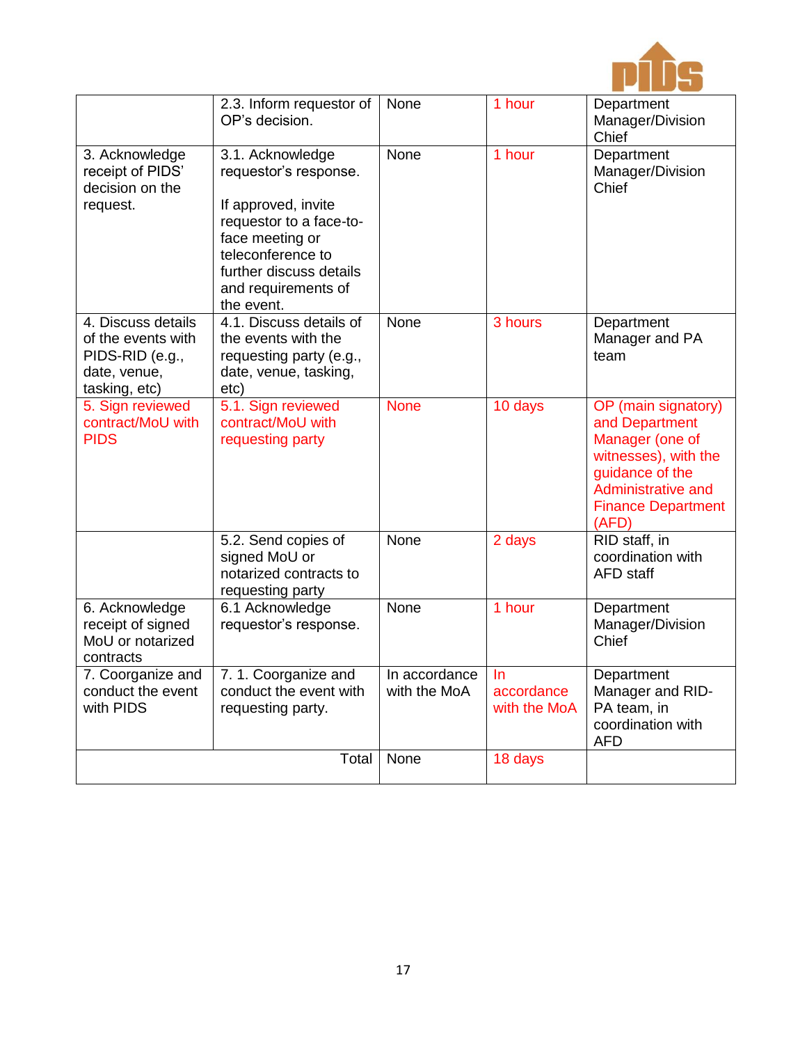|  |  |  |  |  |
|---|---|---|---|---|
|  | 2.3. Inform requestor of OP's decision. | None | 1 hour | Department Manager/Division Chief |
| 3. Acknowledge receipt of PIDS' decision on the request. | 3.1. Acknowledge requestor's response.<br><br>If approved, invite requestor to a face-to-face meeting or teleconference to further discuss details and requirements of the event. | None | 1 hour | Department Manager/Division Chief |
| 4. Discuss details of the events with PIDS-RID (e.g., date, venue, tasking, etc) | 4.1. Discuss details of the events with the requesting party (e.g., date, venue, tasking, etc) | None | 3 hours | Department Manager and PA team |
| 5. Sign reviewed contract/MoU with PIDS | 5.1. Sign reviewed contract/MoU with requesting party | None | 10 days | OP (main signatory) and Department Manager (one of witnesses), with the guidance of the Administrative and Finance Department (AFD) |
|  | 5.2. Send copies of signed MoU or notarized contracts to requesting party | None | 2 days | RID staff, in coordination with AFD staff |
| 6. Acknowledge receipt of signed MoU or notarized contracts | 6.1 Acknowledge requestor's response. | None | 1 hour | Department Manager/Division Chief |
| 7. Coorganize and conduct the event with PIDS | 7. 1. Coorganize and conduct the event with requesting party. | In accordance with the MoA | In accordance with the MoA | Department Manager and RID-PA team, in coordination with AFD |
|  | Total | None | 18 days |  |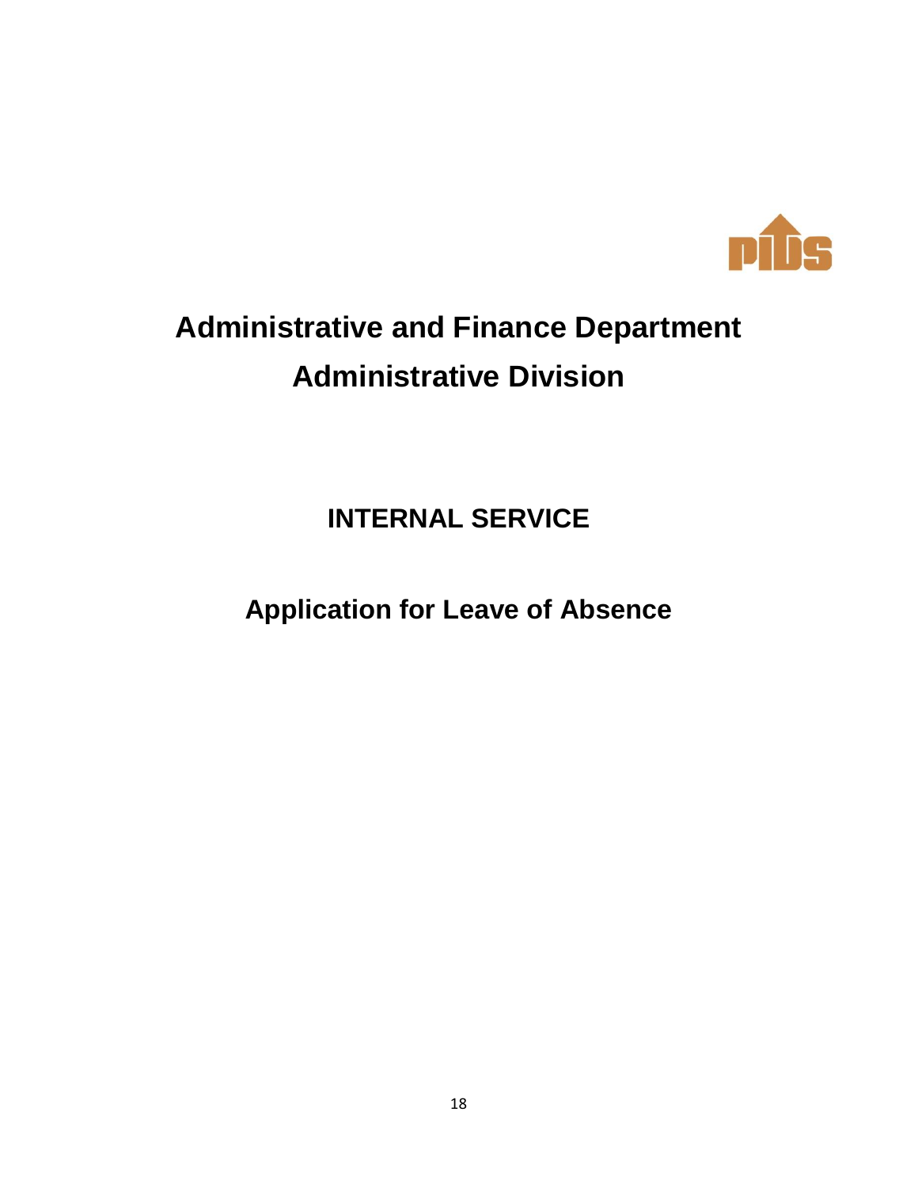# Administrative and Finance Department

## Administrative Division

## INTERNAL SERVICE

## Application for Leave of Absence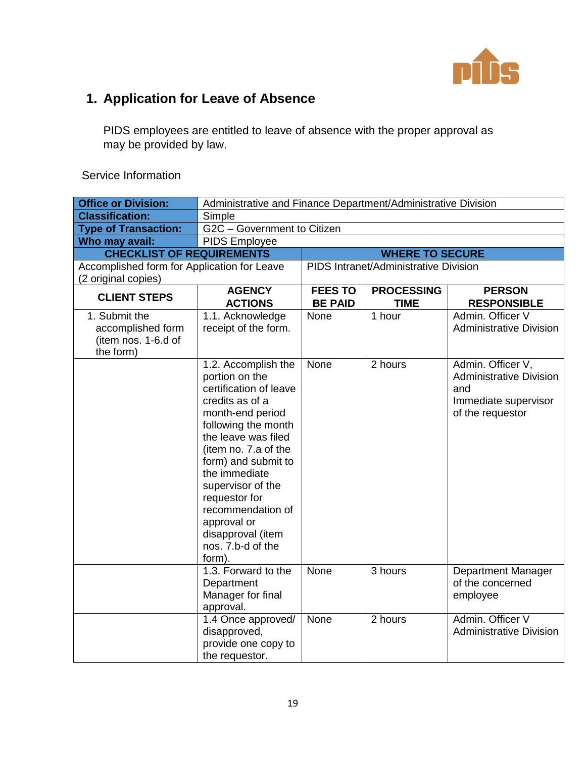## 1. Application for Leave of Absence

PIDS employees are entitled to leave of absence with the proper approval as may be provided by law.

Service Information

| **Office or Division:** | Administrative and Finance Department/Administrative Division | | | |
|---|---|---|---|---|
| **Classification:** | Simple | | | |
| **Type of Transaction:** | G2C – Government to Citizen | | | |
| **Who may avail:** | PIDS Employee | | | |
| **CHECKLIST OF REQUIREMENTS** | | **WHERE TO SECURE** | | |
| Accomplished form for Application for Leave (2 original copies) | | PIDS Intranet/Administrative Division | | |
| **CLIENT STEPS** | **AGENCY ACTIONS** | **FEES TO BE PAID** | **PROCESSING TIME** | **PERSON RESPONSIBLE** |
| 1. Submit the accomplished form (item nos. 1-6.d of the form) | 1.1. Acknowledge receipt of the form. | None | 1 hour | Admin. Officer V Administrative Division |
| | 1.2. Accomplish the portion on the certification of leave credits as of a month-end period following the month the leave was filed (item no. 7.a of the form) and submit to the immediate supervisor of the requestor for recommendation of approval or disapproval (item nos. 7.b-d of the form). | None | 2 hours | Admin. Officer V, Administrative Division and Immediate supervisor of the requestor |
| | 1.3. Forward to the Department Manager for final approval. | None | 3 hours | Department Manager of the concerned employee |
| | 1.4 Once approved/ disapproved, provide one copy to the requestor. | None | 2 hours | Admin. Officer V Administrative Division |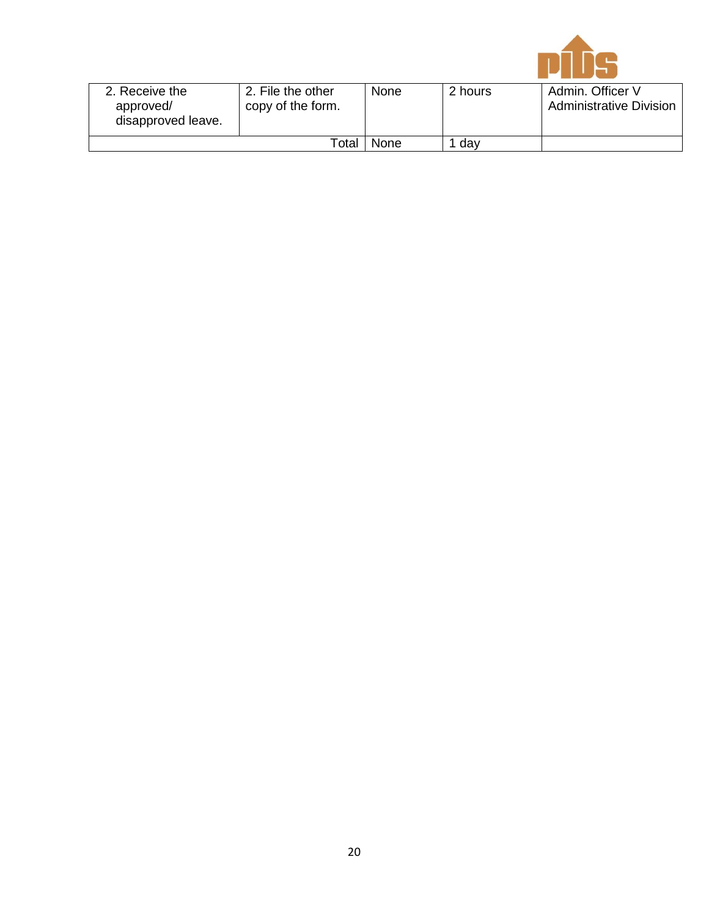| 2. Receive the approved/ disapproved leave. | 2. File the other copy of the form. | None | 2 hours | Admin. Officer V Administrative Division |
|---|---|---|---|---|
| | Total | None | 1 day | |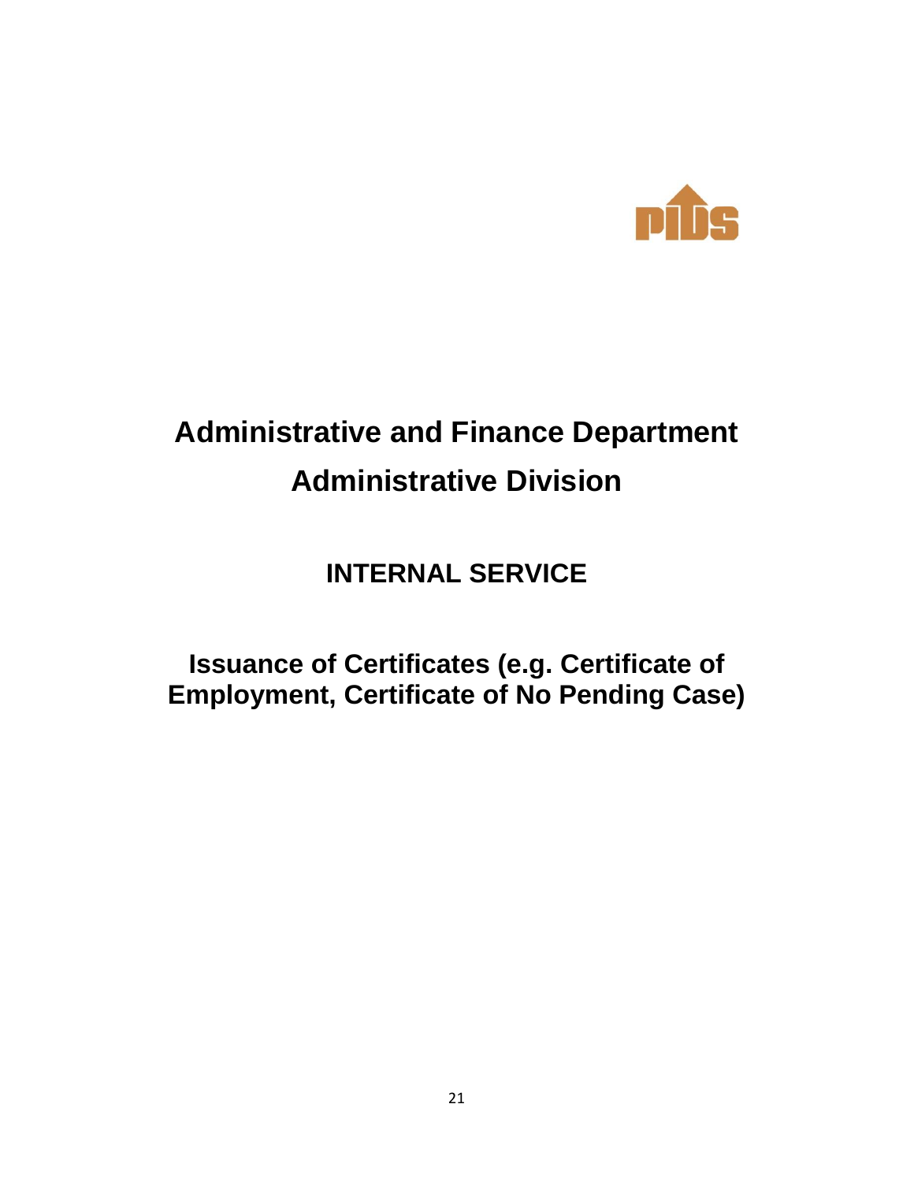# Administrative and Finance Department

## Administrative Division

### INTERNAL SERVICE

### Issuance of Certificates (e.g. Certificate of Employment, Certificate of No Pending Case)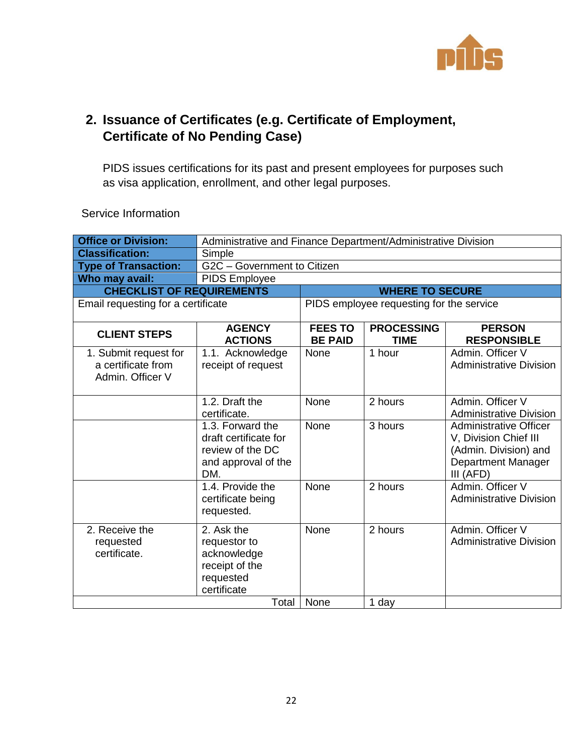## 2. Issuance of Certificates (e.g. Certificate of Employment, Certificate of No Pending Case)

PIDS issues certifications for its past and present employees for purposes such as visa application, enrollment, and other legal purposes.

Service Information

| **Office or Division:** | Administrative and Finance Department/Administrative Division | | | |
|---|---|---|---|---|
| **Classification:** | Simple | | | |
| **Type of Transaction:** | G2C – Government to Citizen | | | |
| **Who may avail:** | PIDS Employee | | | |
| **CHECKLIST OF REQUIREMENTS** | | **WHERE TO SECURE** | | |
| Email requesting for a certificate | | PIDS employee requesting for the service | | |
| **CLIENT STEPS** | **AGENCY ACTIONS** | **FEES TO BE PAID** | **PROCESSING TIME** | **PERSON RESPONSIBLE** |
| 1. Submit request for a certificate from Admin. Officer V | 1.1. Acknowledge receipt of request | None | 1 hour | Admin. Officer V Administrative Division |
| | 1.2. Draft the certificate. | None | 2 hours | Admin. Officer V Administrative Division |
| | 1.3. Forward the draft certificate for review of the DC and approval of the DM. | None | 3 hours | Administrative Officer V, Division Chief III (Admin. Division) and Department Manager III (AFD) |
| | 1.4. Provide the certificate being requested. | None | 2 hours | Admin. Officer V Administrative Division |
| 2. Receive the requested certificate. | 2. Ask the requestor to acknowledge receipt of the requested certificate | None | 2 hours | Admin. Officer V Administrative Division |
| | Total | None | 1 day | |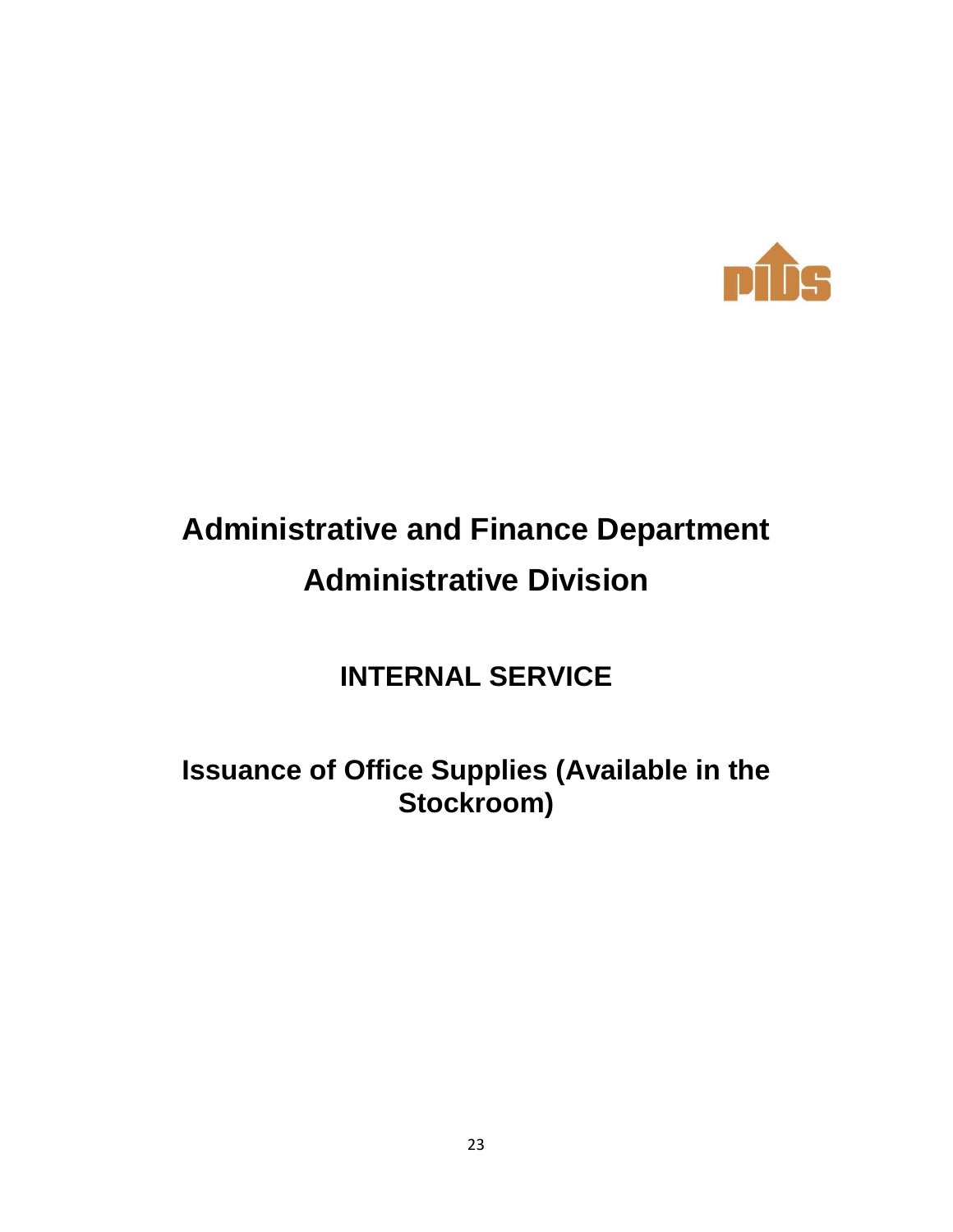# Administrative and Finance Department

# Administrative Division

## INTERNAL SERVICE

## Issuance of Office Supplies (Available in the Stockroom)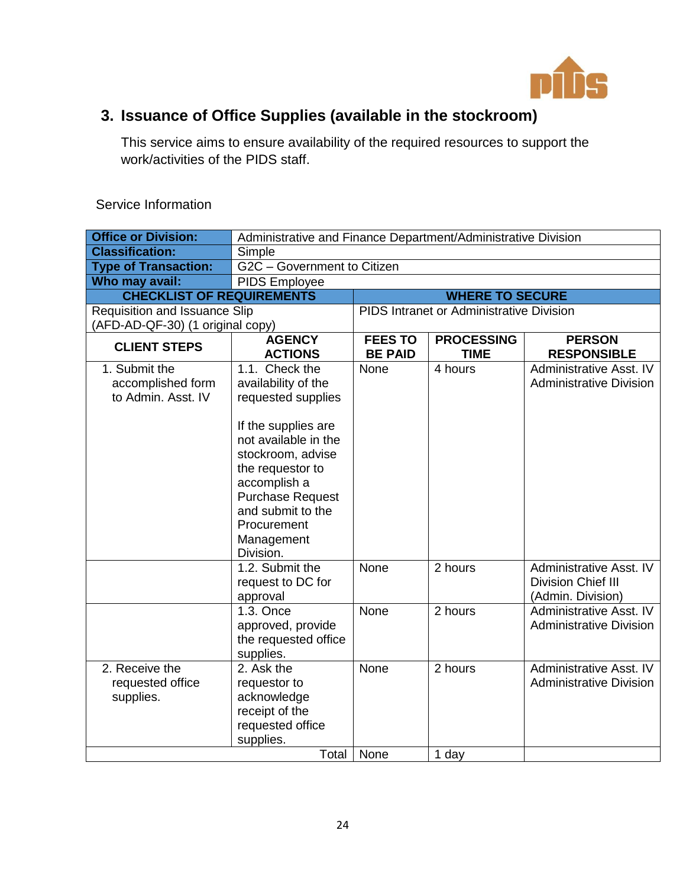## 3. Issuance of Office Supplies (available in the stockroom)

This service aims to ensure availability of the required resources to support the work/activities of the PIDS staff.

Service Information

| **Office or Division:** | Administrative and Finance Department/Administrative Division | | | |
|---|---|---|---|---|
| **Classification:** | Simple | | | |
| **Type of Transaction:** | G2C – Government to Citizen | | | |
| **Who may avail:** | PIDS Employee | | | |
| **CHECKLIST OF REQUIREMENTS** | | **WHERE TO SECURE** | | |
| Requisition and Issuance Slip (AFD-AD-QF-30) (1 original copy) | | PIDS Intranet or Administrative Division | | |
| **CLIENT STEPS** | **AGENCY ACTIONS** | **FEES TO BE PAID** | **PROCESSING TIME** | **PERSON RESPONSIBLE** |
| 1. Submit the accomplished form to Admin. Asst. IV | 1.1. Check the availability of the requested supplies<br><br>If the supplies are not available in the stockroom, advise the requestor to accomplish a Purchase Request and submit to the Procurement Management Division. | None | 4 hours | Administrative Asst. IV Administrative Division |
| | 1.2. Submit the request to DC for approval | None | 2 hours | Administrative Asst. IV Division Chief III (Admin. Division) |
| | 1.3. Once approved, provide the requested office supplies. | None | 2 hours | Administrative Asst. IV Administrative Division |
| 2. Receive the requested office supplies. | 2. Ask the requestor to acknowledge receipt of the requested office supplies. | None | 2 hours | Administrative Asst. IV Administrative Division |
| | Total | None | 1 day | |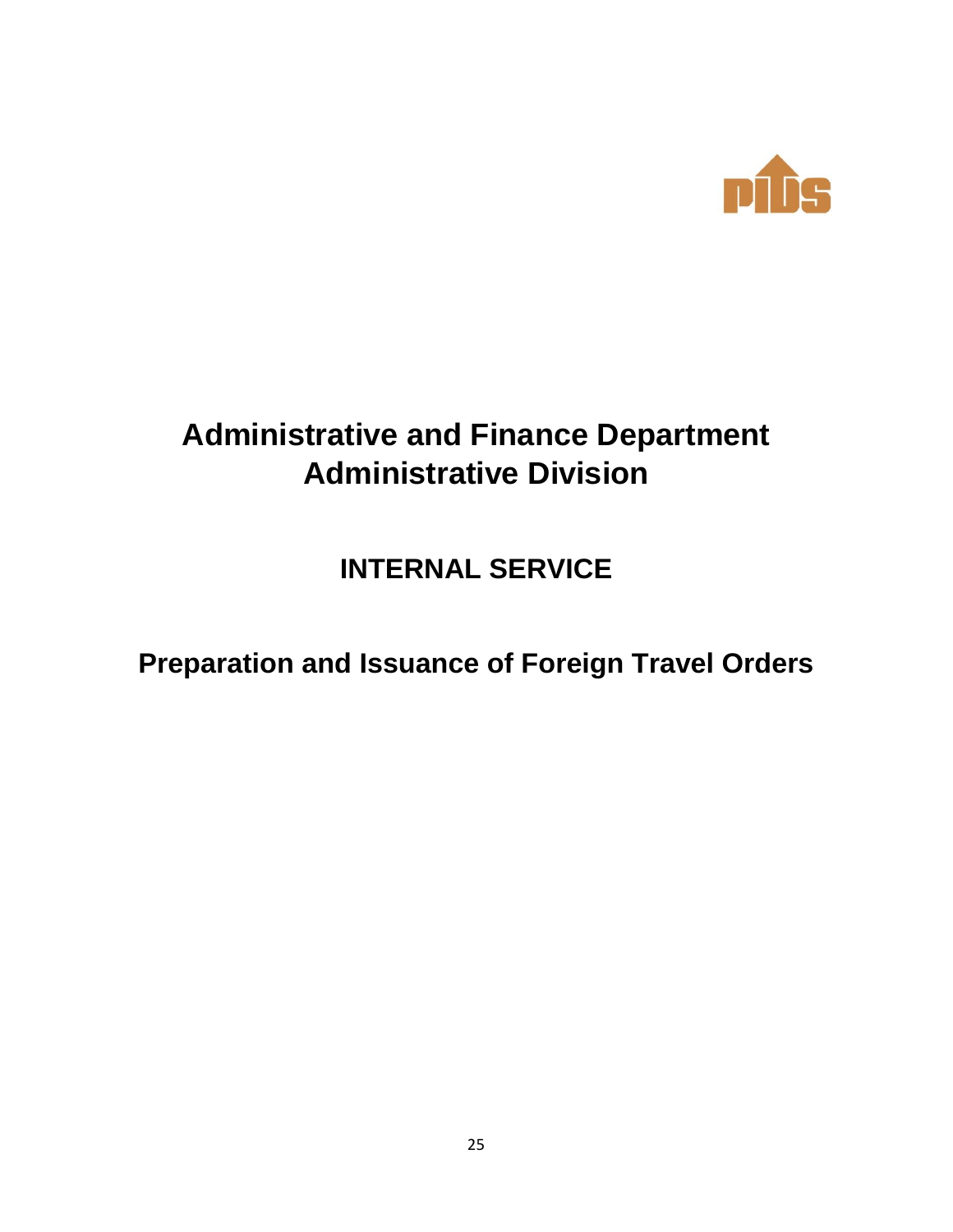# Administrative and Finance Department
# Administrative Division

## INTERNAL SERVICE

## Preparation and Issuance of Foreign Travel Orders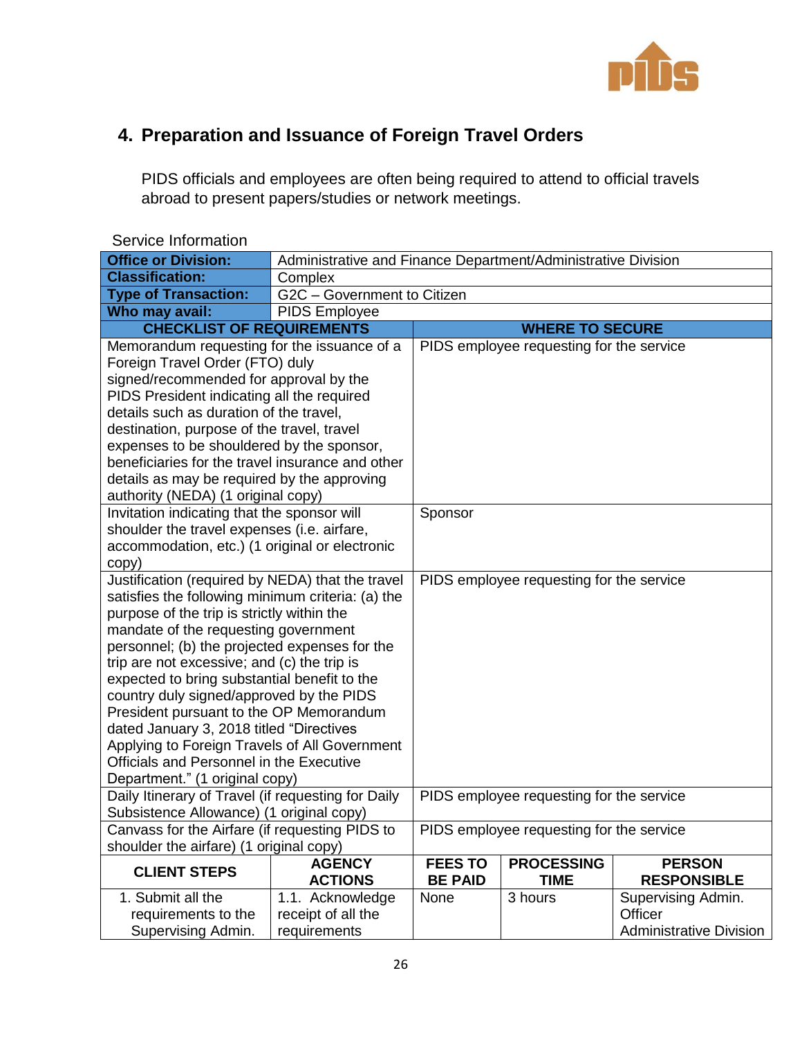## 4. Preparation and Issuance of Foreign Travel Orders

PIDS officials and employees are often being required to attend to official travels abroad to present papers/studies or network meetings.

Service Information

| **Office or Division:** | Administrative and Finance Department/Administrative Division |
|---|---|
| **Classification:** | Complex |
| **Type of Transaction:** | G2C – Government to Citizen |
| **Who may avail:** | PIDS Employee |

| **CHECKLIST OF REQUIREMENTS** | **WHERE TO SECURE** |
|---|---|
| Memorandum requesting for the issuance of a Foreign Travel Order (FTO) duly signed/recommended for approval by the PIDS President indicating all the required details such as duration of the travel, destination, purpose of the travel, travel expenses to be shouldered by the sponsor, beneficiaries for the travel insurance and other details as may be required by the approving authority (NEDA) (1 original copy) | PIDS employee requesting for the service |
| Invitation indicating that the sponsor will shoulder the travel expenses (i.e. airfare, accommodation, etc.) (1 original or electronic copy) | Sponsor |
| Justification (required by NEDA) that the travel satisfies the following minimum criteria: (a) the purpose of the trip is strictly within the mandate of the requesting government personnel; (b) the projected expenses for the trip are not excessive; and (c) the trip is expected to bring substantial benefit to the country duly signed/approved by the PIDS President pursuant to the OP Memorandum dated January 3, 2018 titled "Directives Applying to Foreign Travels of All Government Officials and Personnel in the Executive Department." (1 original copy) | PIDS employee requesting for the service |
| Daily Itinerary of Travel (if requesting for Daily Subsistence Allowance) (1 original copy) | PIDS employee requesting for the service |
| Canvass for the Airfare (if requesting PIDS to shoulder the airfare) (1 original copy) | PIDS employee requesting for the service |

| **CLIENT STEPS** | **AGENCY ACTIONS** | **FEES TO BE PAID** | **PROCESSING TIME** | **PERSON RESPONSIBLE** |
|---|---|---|---|---|
| 1. Submit all the requirements to the Supervising Admin. | 1.1. Acknowledge receipt of all the requirements | None | 3 hours | Supervising Admin. Officer Administrative Division |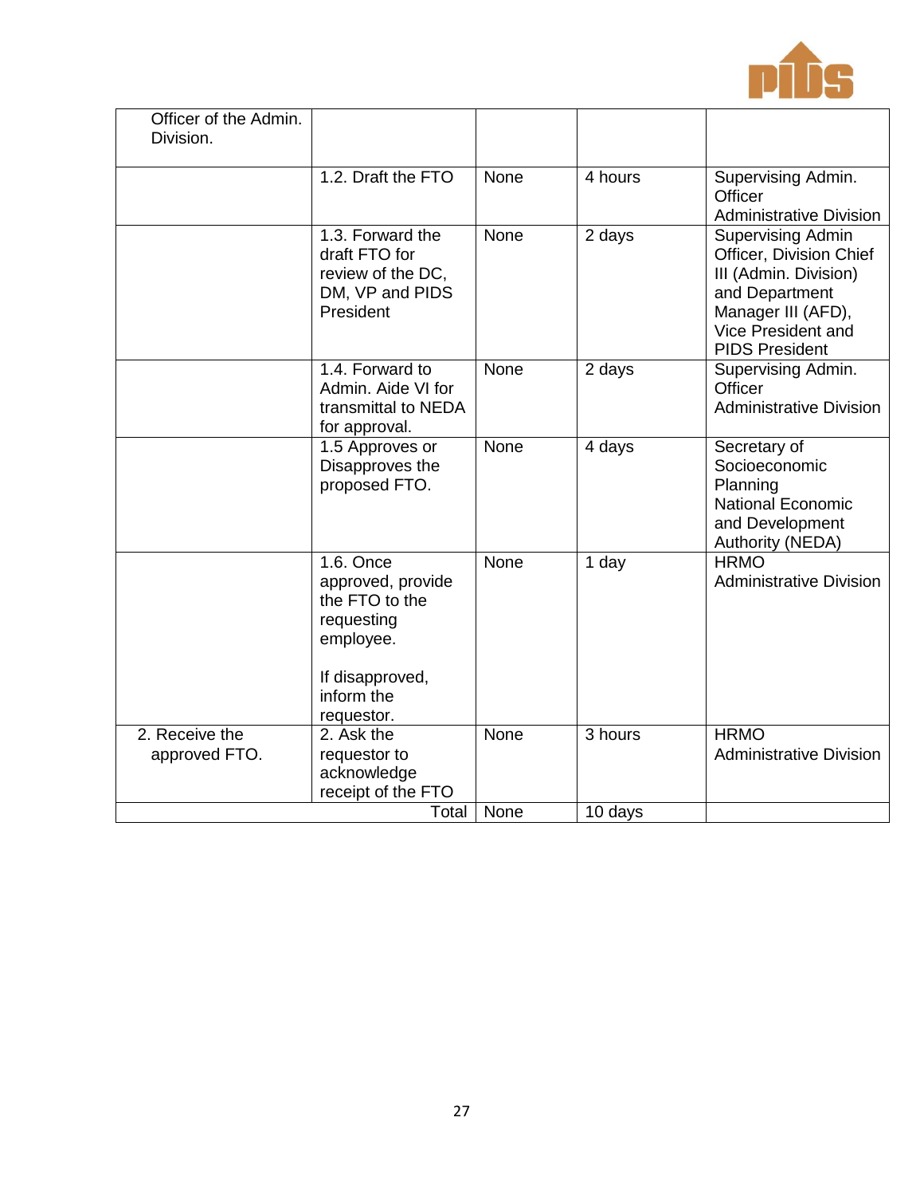| | | | | |
|---|---|---|---|---|
| Officer of the Admin. Division. | | | | |
| | 1.2. Draft the FTO | None | 4 hours | Supervising Admin. Officer<br>Administrative Division |
| | 1.3. Forward the draft FTO for review of the DC, DM, VP and PIDS President | None | 2 days | Supervising Admin Officer, Division Chief III (Admin. Division) and Department Manager III (AFD), Vice President and PIDS President |
| | 1.4. Forward to Admin. Aide VI for transmittal to NEDA for approval. | None | 2 days | Supervising Admin. Officer<br>Administrative Division |
| | 1.5 Approves or Disapproves the proposed FTO. | None | 4 days | Secretary of Socioeconomic Planning<br>National Economic and Development Authority (NEDA) |
| | 1.6. Once approved, provide the FTO to the requesting employee.<br><br>If disapproved, inform the requestor. | None | 1 day | HRMO<br>Administrative Division |
| 2. Receive the approved FTO. | 2. Ask the requestor to acknowledge receipt of the FTO | None | 3 hours | HRMO<br>Administrative Division |
| | Total | None | 10 days | |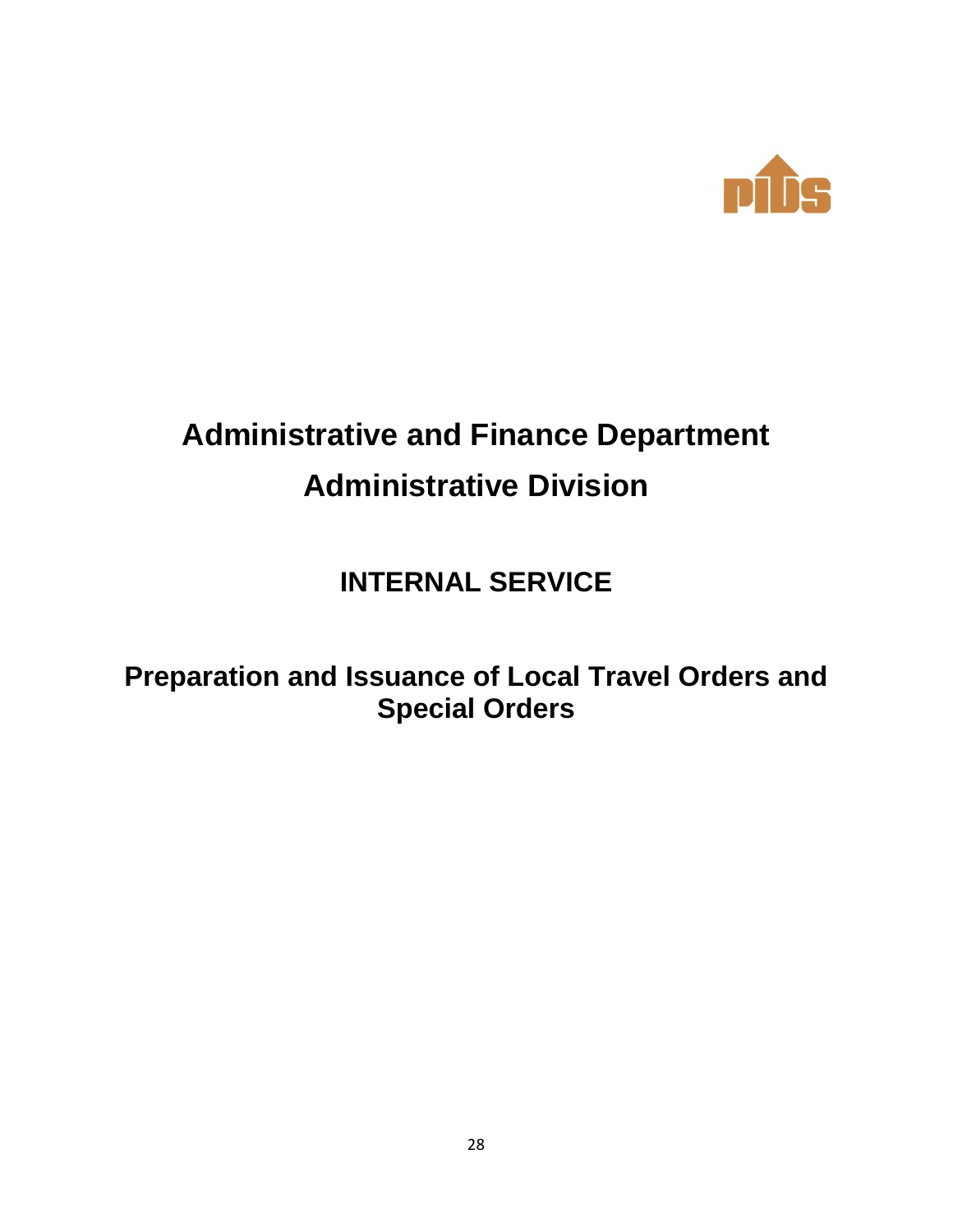# Administrative and Finance Department

# Administrative Division

## INTERNAL SERVICE

## Preparation and Issuance of Local Travel Orders and Special Orders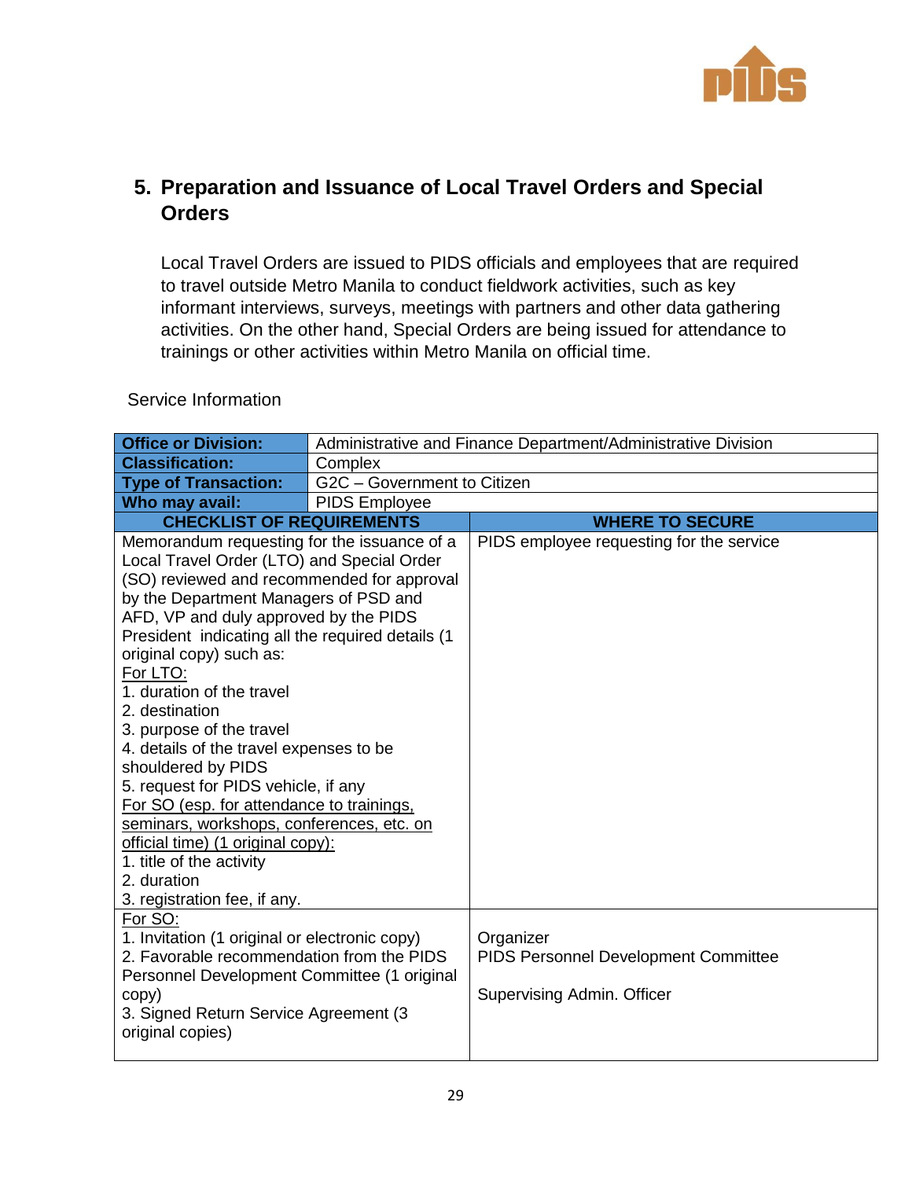## 5. Preparation and Issuance of Local Travel Orders and Special Orders

Local Travel Orders are issued to PIDS officials and employees that are required to travel outside Metro Manila to conduct fieldwork activities, such as key informant interviews, surveys, meetings with partners and other data gathering activities. On the other hand, Special Orders are being issued for attendance to trainings or other activities within Metro Manila on official time.

Service Information

| **Office or Division:** | Administrative and Finance Department/Administrative Division |
|---|---|
| **Classification:** | Complex |
| **Type of Transaction:** | G2C – Government to Citizen |
| **Who may avail:** | PIDS Employee |

| **CHECKLIST OF REQUIREMENTS** | **WHERE TO SECURE** |
|---|---|
| Memorandum requesting for the issuance of a Local Travel Order (LTO) and Special Order (SO) reviewed and recommended for approval by the Department Managers of PSD and AFD, VP and duly approved by the PIDS President indicating all the required details (1 original copy) such as:<br>For LTO:<br>1. duration of the travel<br>2. destination<br>3. purpose of the travel<br>4. details of the travel expenses to be shouldered by PIDS<br>5. request for PIDS vehicle, if any<br>For SO (esp. for attendance to trainings, seminars, workshops, conferences, etc. on official time) (1 original copy):<br>1. title of the activity<br>2. duration<br>3. registration fee, if any. | PIDS employee requesting for the service |
| For SO:<br>1. Invitation (1 original or electronic copy)<br>2. Favorable recommendation from the PIDS Personnel Development Committee (1 original copy)<br>3. Signed Return Service Agreement (3 original copies) | Organizer<br>PIDS Personnel Development Committee<br><br>Supervising Admin. Officer |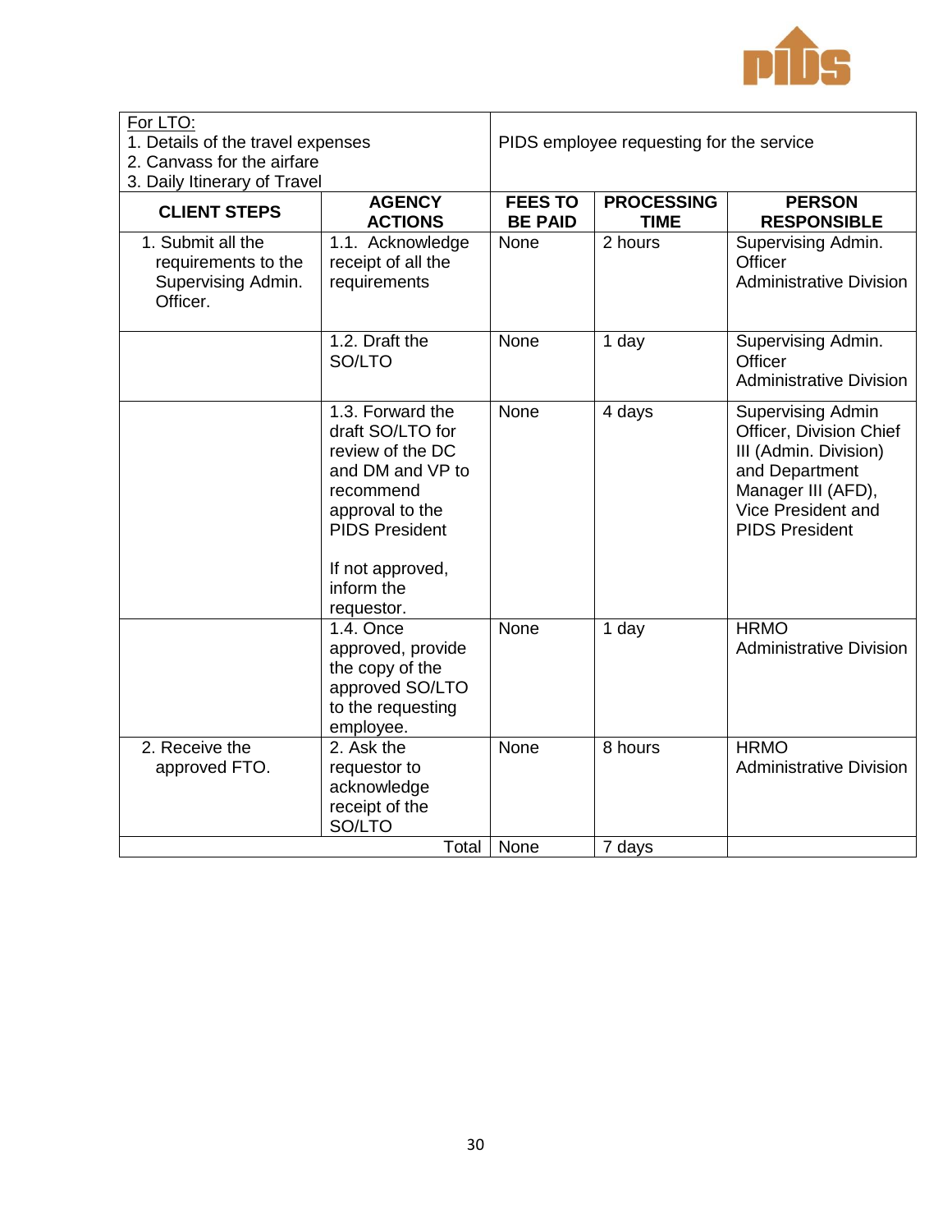| For LTO:<br>1. Details of the travel expenses<br>2. Canvass for the airfare<br>3. Daily Itinerary of Travel | | PIDS employee requesting for the service | | |
|---|---|---|---|---|
| **CLIENT STEPS** | **AGENCY ACTIONS** | **FEES TO BE PAID** | **PROCESSING TIME** | **PERSON RESPONSIBLE** |
| 1. Submit all the requirements to the Supervising Admin. Officer. | 1.1. Acknowledge receipt of all the requirements | None | 2 hours | Supervising Admin. Officer<br>Administrative Division |
| | 1.2. Draft the SO/LTO | None | 1 day | Supervising Admin. Officer<br>Administrative Division |
| | 1.3. Forward the draft SO/LTO for review of the DC and DM and VP to recommend approval to the PIDS President<br><br>If not approved, inform the requestor. | None | 4 days | Supervising Admin Officer, Division Chief III (Admin. Division) and Department Manager III (AFD), Vice President and PIDS President |
| | 1.4. Once approved, provide the copy of the approved SO/LTO to the requesting employee. | None | 1 day | HRMO<br>Administrative Division |
| 2. Receive the approved FTO. | 2. Ask the requestor to acknowledge receipt of the SO/LTO | None | 8 hours | HRMO<br>Administrative Division |
| | Total | None | 7 days | |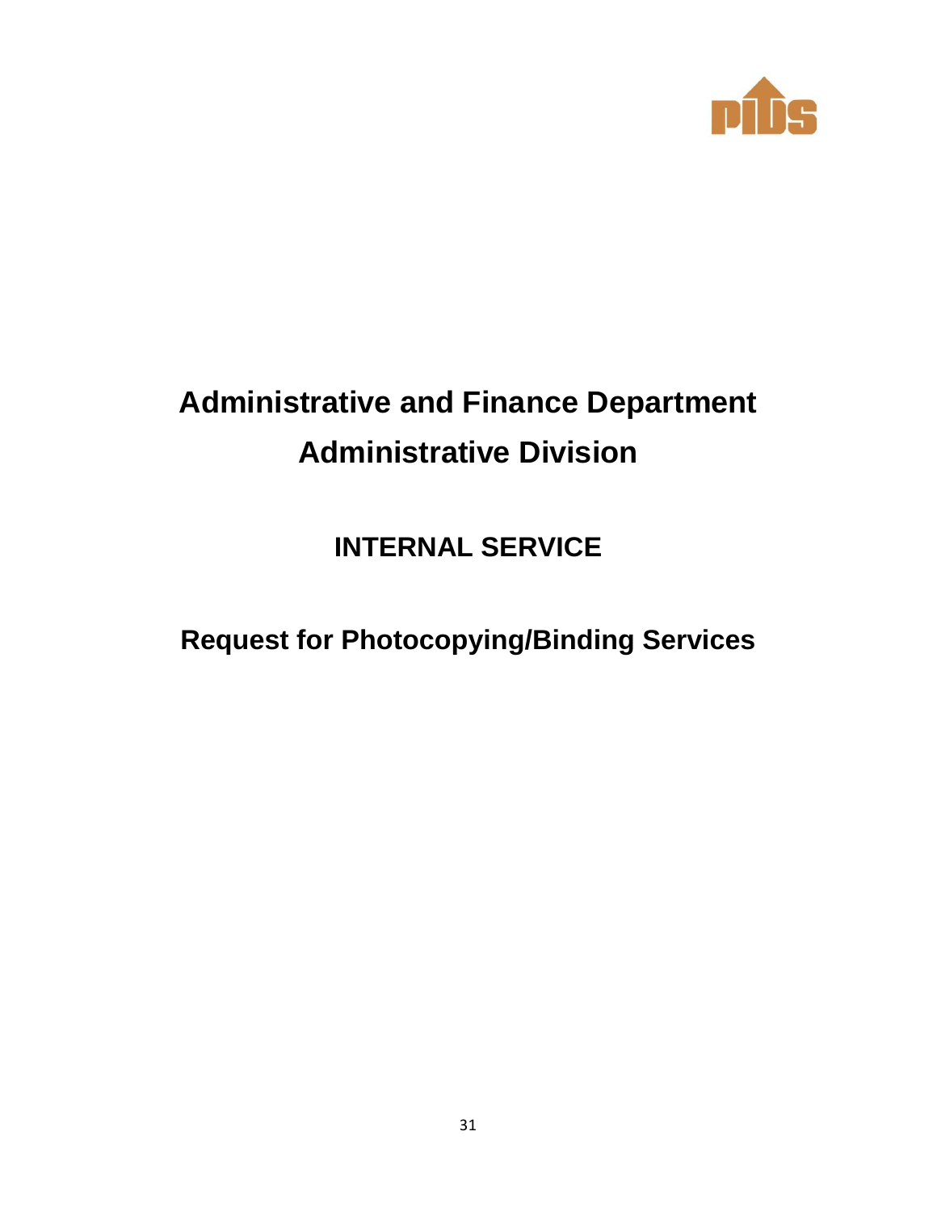# Administrative and Finance Department

# Administrative Division

## INTERNAL SERVICE

## Request for Photocopying/Binding Services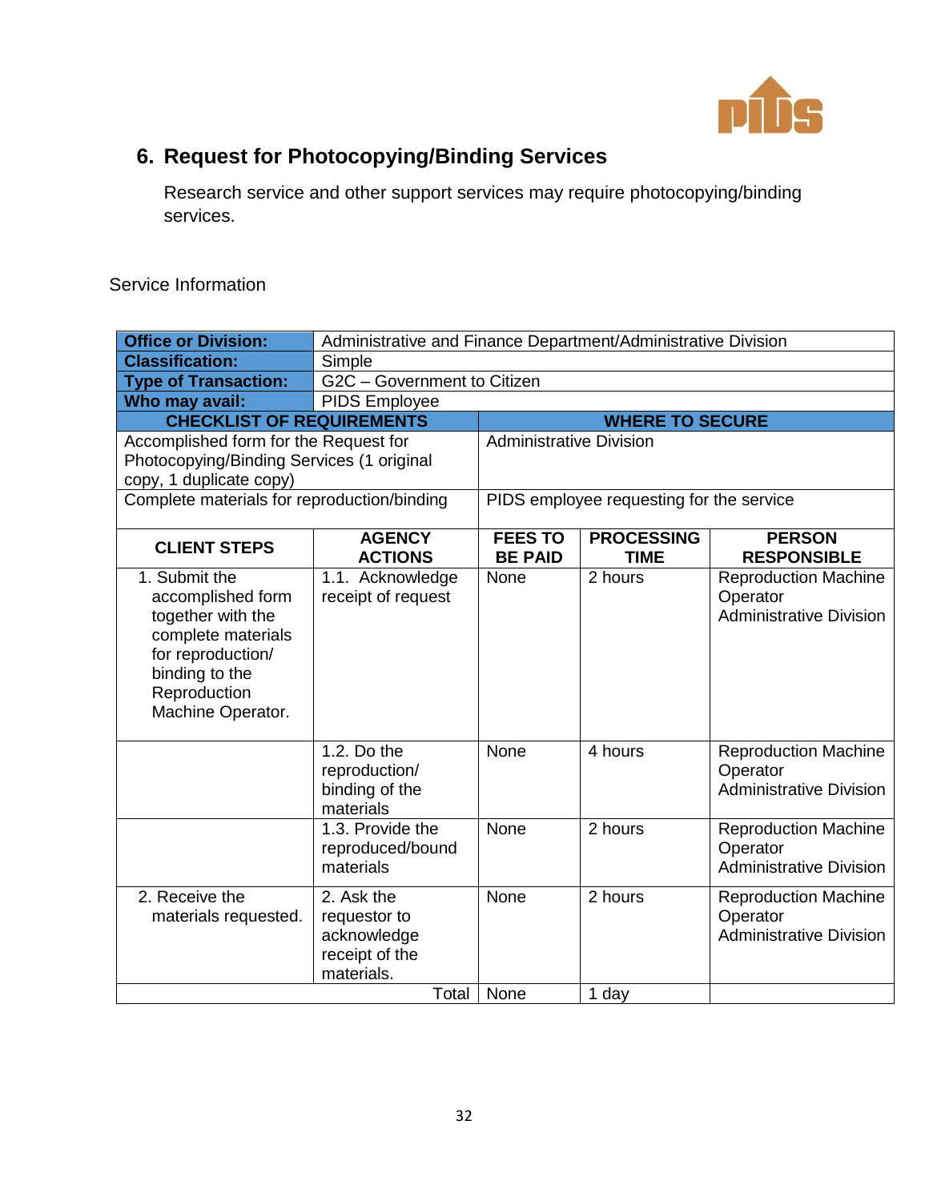## 6. Request for Photocopying/Binding Services

Research service and other support services may require photocopying/binding services.

Service Information

| **Office or Division:** | Administrative and Finance Department/Administrative Division | | | |
|---|---|---|---|---|
| **Classification:** | Simple | | | |
| **Type of Transaction:** | G2C – Government to Citizen | | | |
| **Who may avail:** | PIDS Employee | | | |
| **CHECKLIST OF REQUIREMENTS** | | **WHERE TO SECURE** | | |
| Accomplished form for the Request for Photocopying/Binding Services (1 original copy, 1 duplicate copy) | | Administrative Division | | |
| Complete materials for reproduction/binding | | PIDS employee requesting for the service | | |
| **CLIENT STEPS** | **AGENCY ACTIONS** | **FEES TO BE PAID** | **PROCESSING TIME** | **PERSON RESPONSIBLE** |
| 1. Submit the accomplished form together with the complete materials for reproduction/ binding to the Reproduction Machine Operator. | 1.1. Acknowledge receipt of request | None | 2 hours | Reproduction Machine Operator Administrative Division |
| | 1.2. Do the reproduction/ binding of the materials | None | 4 hours | Reproduction Machine Operator Administrative Division |
| | 1.3. Provide the reproduced/bound materials | None | 2 hours | Reproduction Machine Operator Administrative Division |
| 2. Receive the materials requested. | 2. Ask the requestor to acknowledge receipt of the materials. | None | 2 hours | Reproduction Machine Operator Administrative Division |
| | Total | None | 1 day | |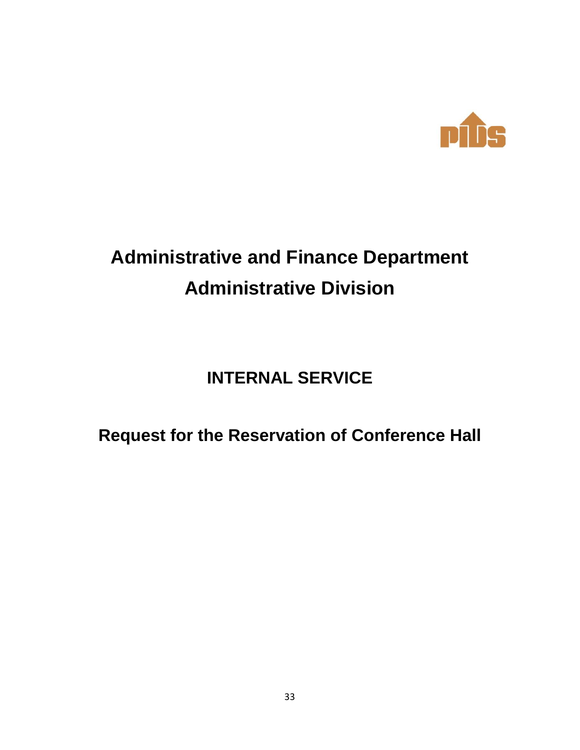# Administrative and Finance Department

# Administrative Division

## INTERNAL SERVICE

## Request for the Reservation of Conference Hall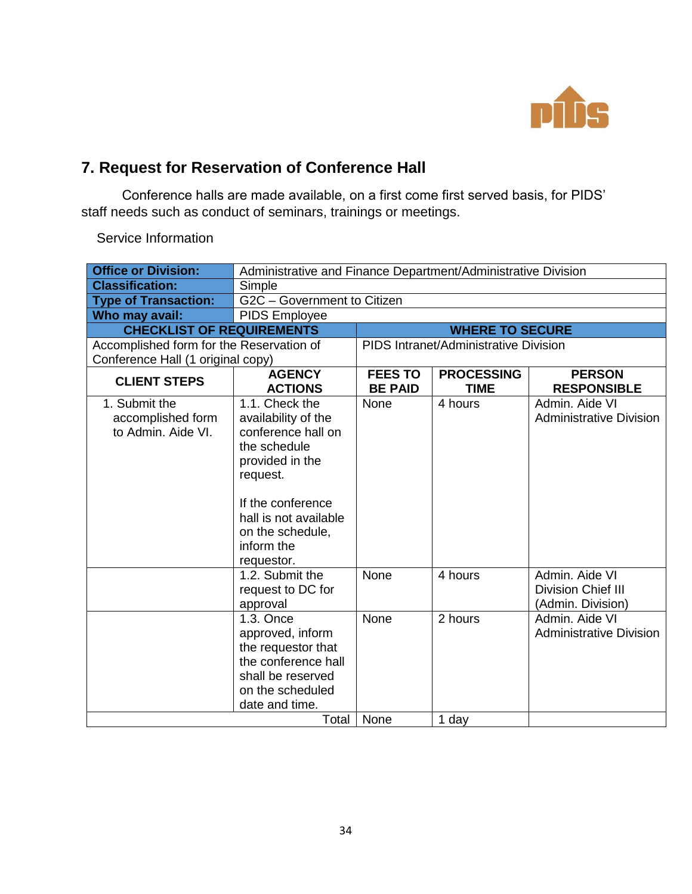## 7. Request for Reservation of Conference Hall

Conference halls are made available, on a first come first served basis, for PIDS' staff needs such as conduct of seminars, trainings or meetings.

Service Information

| **Office or Division:** | Administrative and Finance Department/Administrative Division | | | |
|---|---|---|---|---|
| **Classification:** | Simple | | | |
| **Type of Transaction:** | G2C – Government to Citizen | | | |
| **Who may avail:** | PIDS Employee | | | |
| **CHECKLIST OF REQUIREMENTS** | | **WHERE TO SECURE** | | |
| Accomplished form for the Reservation of Conference Hall (1 original copy) | | PIDS Intranet/Administrative Division | | |
| **CLIENT STEPS** | **AGENCY ACTIONS** | **FEES TO BE PAID** | **PROCESSING TIME** | **PERSON RESPONSIBLE** |
| 1. Submit the accomplished form to Admin. Aide VI. | 1.1. Check the availability of the conference hall on the schedule provided in the request.<br><br>If the conference hall is not available on the schedule, inform the requestor. | None | 4 hours | Admin. Aide VI Administrative Division |
| | 1.2. Submit the request to DC for approval | None | 4 hours | Admin. Aide VI Division Chief III (Admin. Division) |
| | 1.3. Once approved, inform the requestor that the conference hall shall be reserved on the scheduled date and time. | None | 2 hours | Admin. Aide VI Administrative Division |
| | Total | None | 1 day | |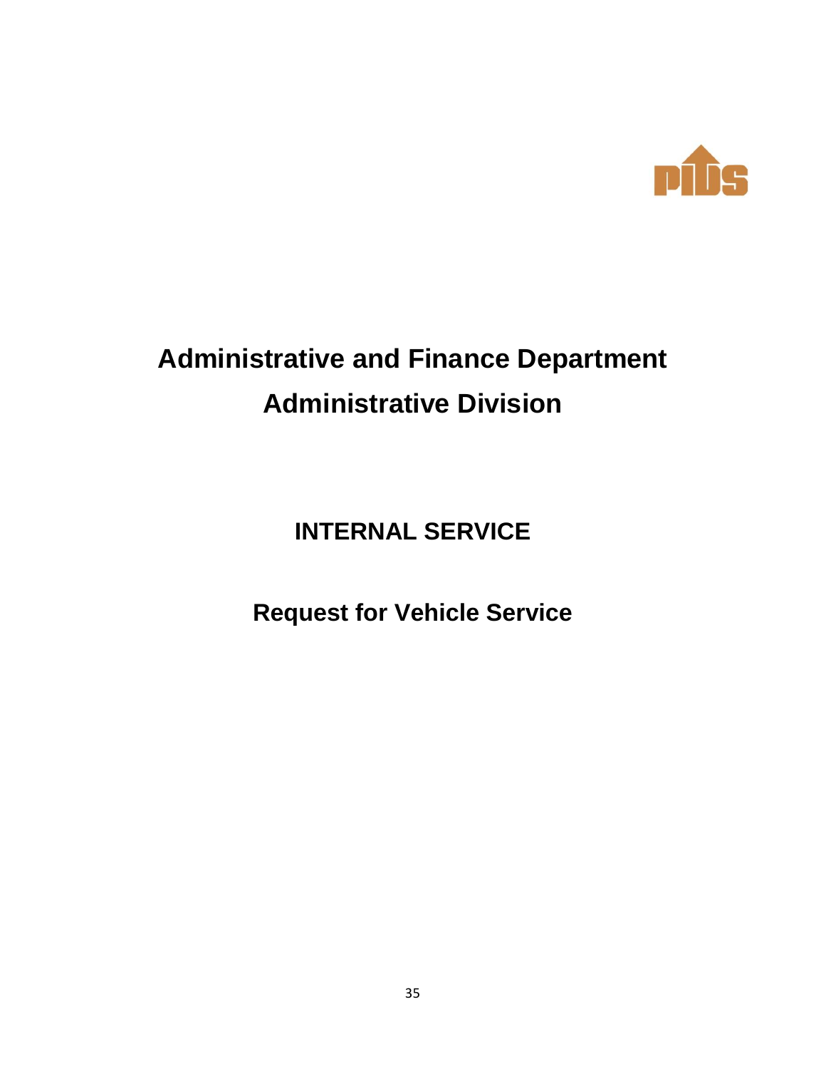# Administrative and Finance Department
# Administrative Division

## INTERNAL SERVICE

## Request for Vehicle Service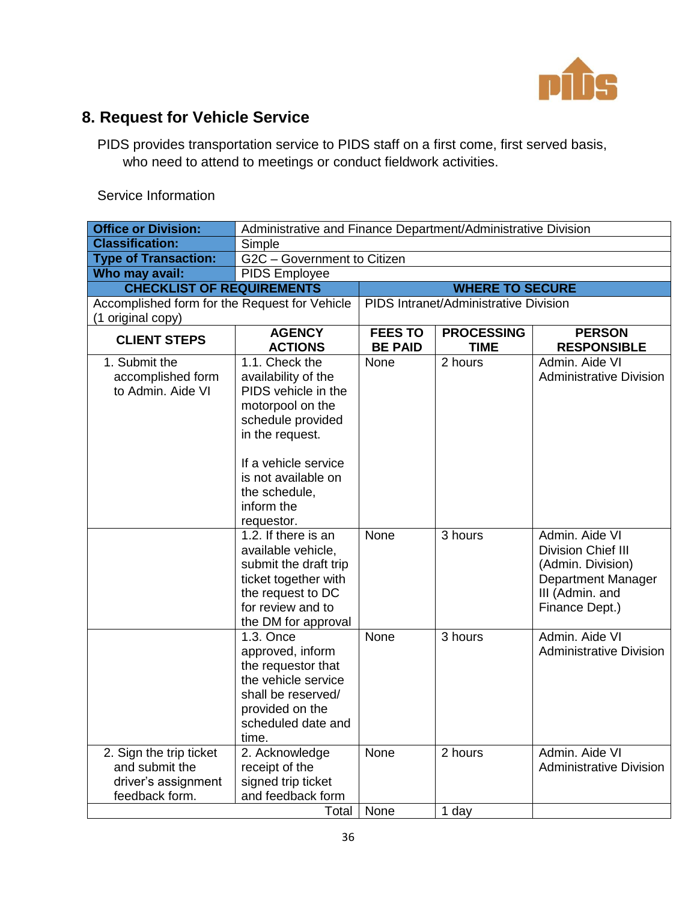## 8. Request for Vehicle Service

PIDS provides transportation service to PIDS staff on a first come, first served basis, who need to attend to meetings or conduct fieldwork activities.

Service Information

| **Office or Division:** | Administrative and Finance Department/Administrative Division | | | |
|---|---|---|---|---|
| **Classification:** | Simple | | | |
| **Type of Transaction:** | G2C – Government to Citizen | | | |
| **Who may avail:** | PIDS Employee | | | |
| **CHECKLIST OF REQUIREMENTS** | | **WHERE TO SECURE** | | |
| Accomplished form for the Request for Vehicle (1 original copy) | | PIDS Intranet/Administrative Division | | |
| **CLIENT STEPS** | **AGENCY ACTIONS** | **FEES TO BE PAID** | **PROCESSING TIME** | **PERSON RESPONSIBLE** |
| 1. Submit the accomplished form to Admin. Aide VI | 1.1. Check the availability of the PIDS vehicle in the motorpool on the schedule provided in the request.<br><br>If a vehicle service is not available on the schedule, inform the requestor. | None | 2 hours | Admin. Aide VI Administrative Division |
| | 1.2. If there is an available vehicle, submit the draft trip ticket together with the request to DC for review and to the DM for approval | None | 3 hours | Admin. Aide VI<br>Division Chief III (Admin. Division)<br>Department Manager III (Admin. and Finance Dept.) |
| | 1.3. Once approved, inform the requestor that the vehicle service shall be reserved/ provided on the scheduled date and time. | None | 3 hours | Admin. Aide VI Administrative Division |
| 2. Sign the trip ticket and submit the driver's assignment feedback form. | 2. Acknowledge receipt of the signed trip ticket and feedback form | None | 2 hours | Admin. Aide VI Administrative Division |
| | Total | None | 1 day | |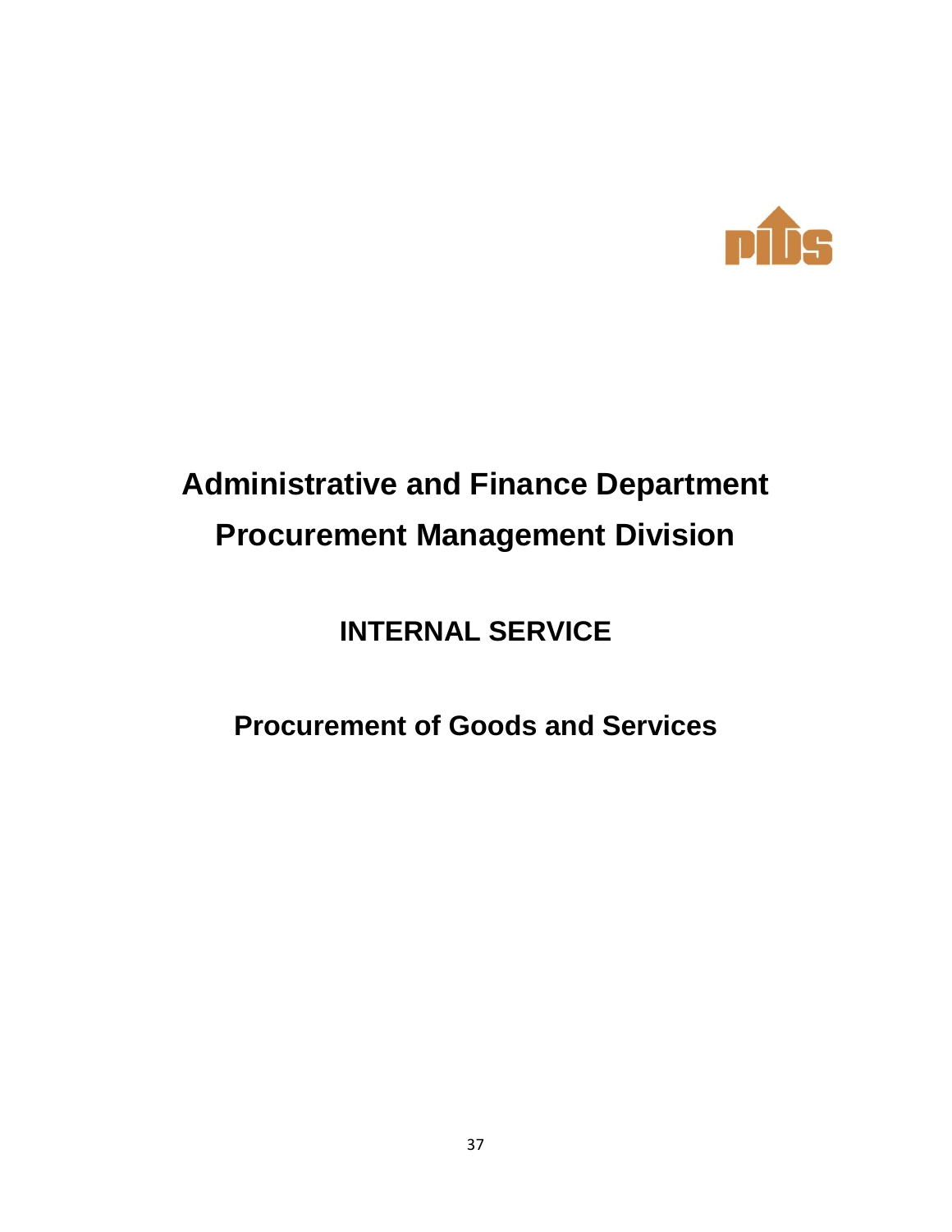# Administrative and Finance Department

# Procurement Management Division

## INTERNAL SERVICE

## Procurement of Goods and Services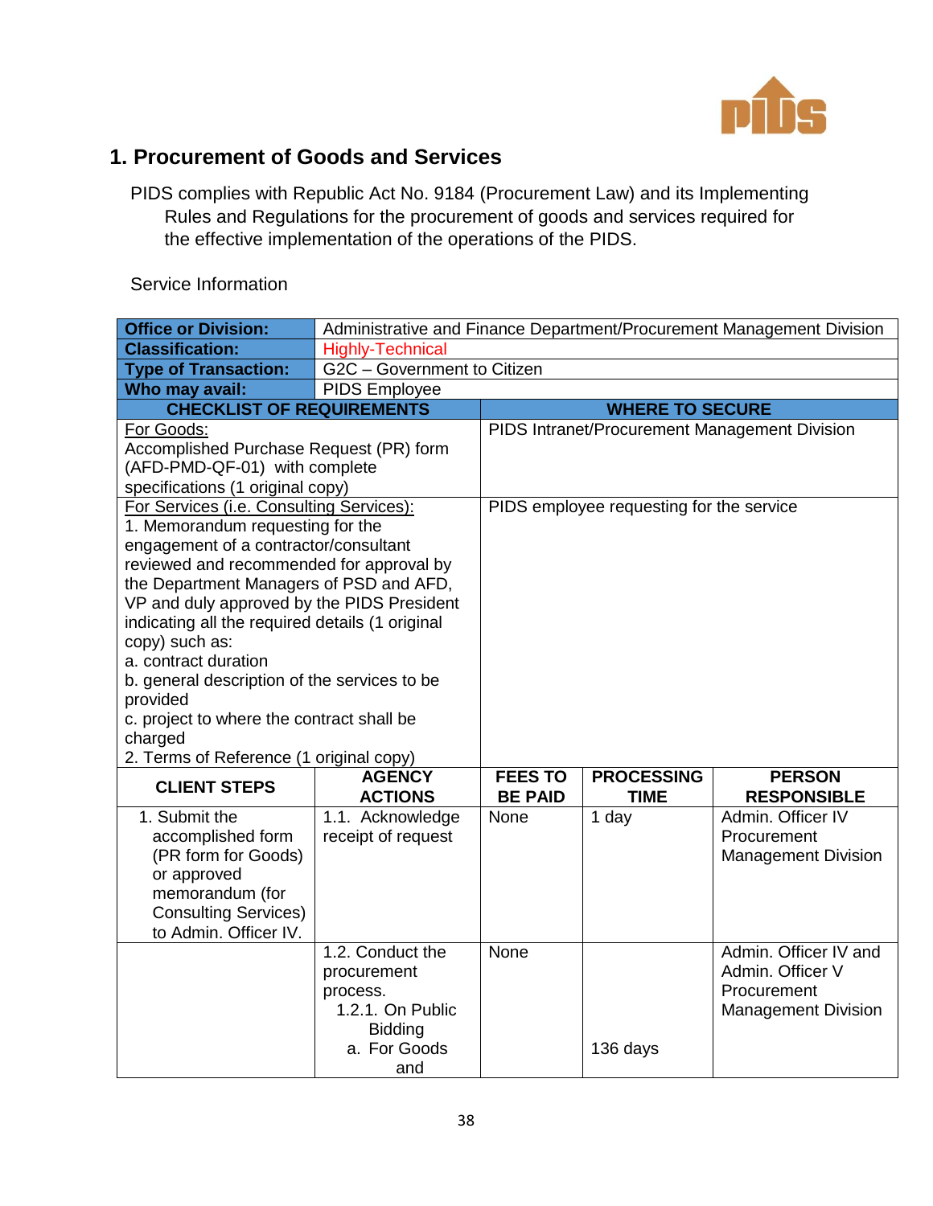## 1. Procurement of Goods and Services

PIDS complies with Republic Act No. 9184 (Procurement Law) and its Implementing Rules and Regulations for the procurement of goods and services required for the effective implementation of the operations of the PIDS.

Service Information

| **Office or Division:** | Administrative and Finance Department/Procurement Management Division | | | |
|---|---|---|---|---|
| **Classification:** | Highly-Technical | | | |
| **Type of Transaction:** | G2C – Government to Citizen | | | |
| **Who may avail:** | PIDS Employee | | | |
| **CHECKLIST OF REQUIREMENTS** | | **WHERE TO SECURE** | | |
| For Goods:<br>Accomplished Purchase Request (PR) form (AFD-PMD-QF-01) with complete specifications (1 original copy) | | PIDS Intranet/Procurement Management Division | | |
| For Services (i.e. Consulting Services):<br>1. Memorandum requesting for the engagement of a contractor/consultant reviewed and recommended for approval by the Department Managers of PSD and AFD, VP and duly approved by the PIDS President indicating all the required details (1 original copy) such as:<br>a. contract duration<br>b. general description of the services to be provided<br>c. project to where the contract shall be charged<br>2. Terms of Reference (1 original copy) | | PIDS employee requesting for the service | | |
| **CLIENT STEPS** | **AGENCY ACTIONS** | **FEES TO BE PAID** | **PROCESSING TIME** | **PERSON RESPONSIBLE** |
| 1. Submit the accomplished form (PR form for Goods) or approved memorandum (for Consulting Services) to Admin. Officer IV. | 1.1. Acknowledge receipt of request | None | 1 day | Admin. Officer IV Procurement Management Division |
| | 1.2. Conduct the procurement process.<br>1.2.1. On Public Bidding<br>a. For Goods and | None | 136 days | Admin. Officer IV and Admin. Officer V Procurement Management Division |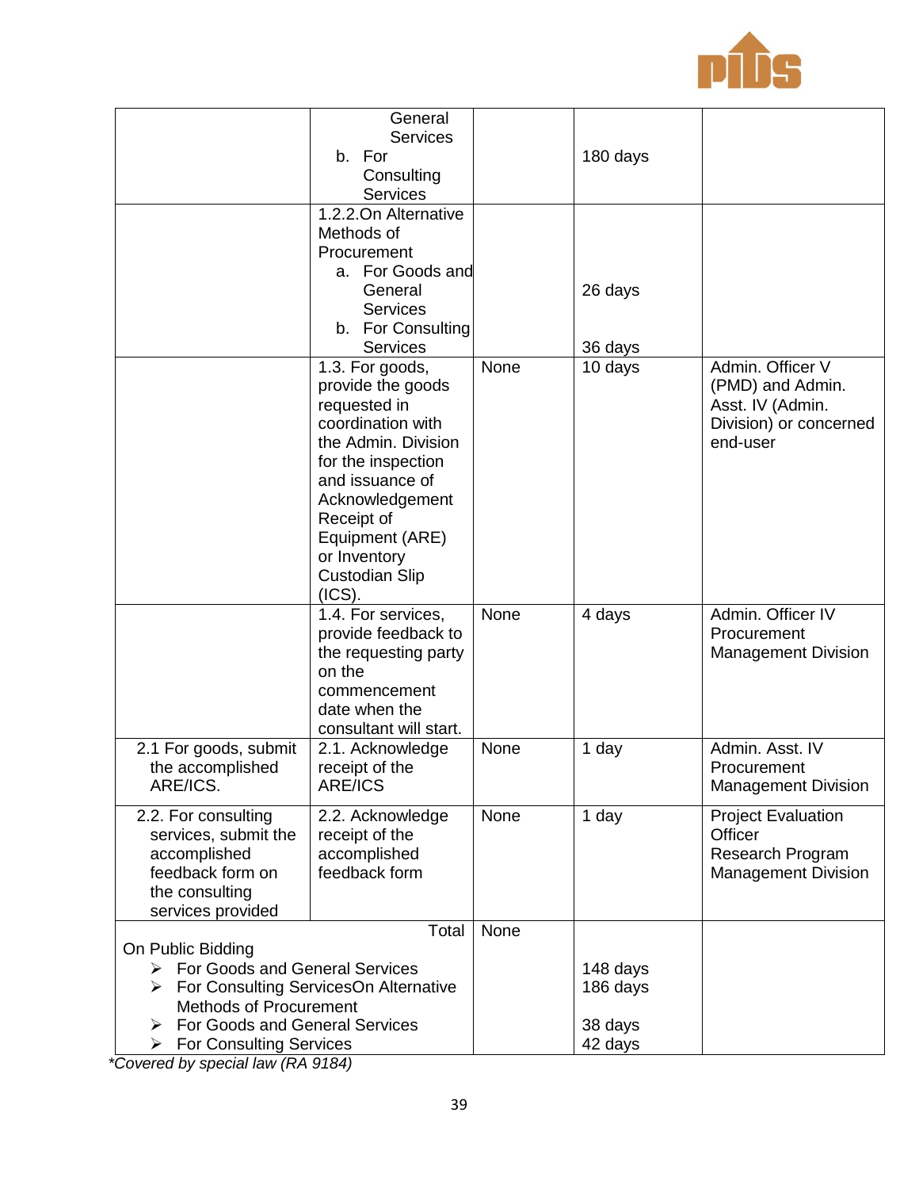| | | | | |
|---|---|---|---|---|
| | General Services<br>b. For Consulting Services | | 180 days | |
| | 1.2.2.On Alternative Methods of Procurement<br>a. For Goods and General Services<br>b. For Consulting Services | | 26 days<br><br>36 days | |
| | 1.3. For goods, provide the goods requested in coordination with the Admin. Division for the inspection and issuance of Acknowledgement Receipt of Equipment (ARE) or Inventory Custodian Slip (ICS). | None | 10 days | Admin. Officer V (PMD) and Admin. Asst. IV (Admin. Division) or concerned end-user |
| | 1.4. For services, provide feedback to the requesting party on the commencement date when the consultant will start. | None | 4 days | Admin. Officer IV Procurement Management Division |
| 2.1 For goods, submit the accomplished ARE/ICS. | 2.1. Acknowledge receipt of the ARE/ICS | None | 1 day | Admin. Asst. IV Procurement Management Division |
| 2.2. For consulting services, submit the accomplished feedback form on the consulting services provided | 2.2. Acknowledge receipt of the accomplished feedback form | None | 1 day | Project Evaluation Officer Research Program Management Division |
| Total<br>On Public Bidding<br>➢ For Goods and General Services<br>➢ For Consulting ServicesOn Alternative Methods of Procurement<br>➢ For Goods and General Services<br>➢ For Consulting Services | | None | <br><br>148 days<br>186 days<br><br>38 days<br>42 days | |

*Covered by special law (RA 9184)*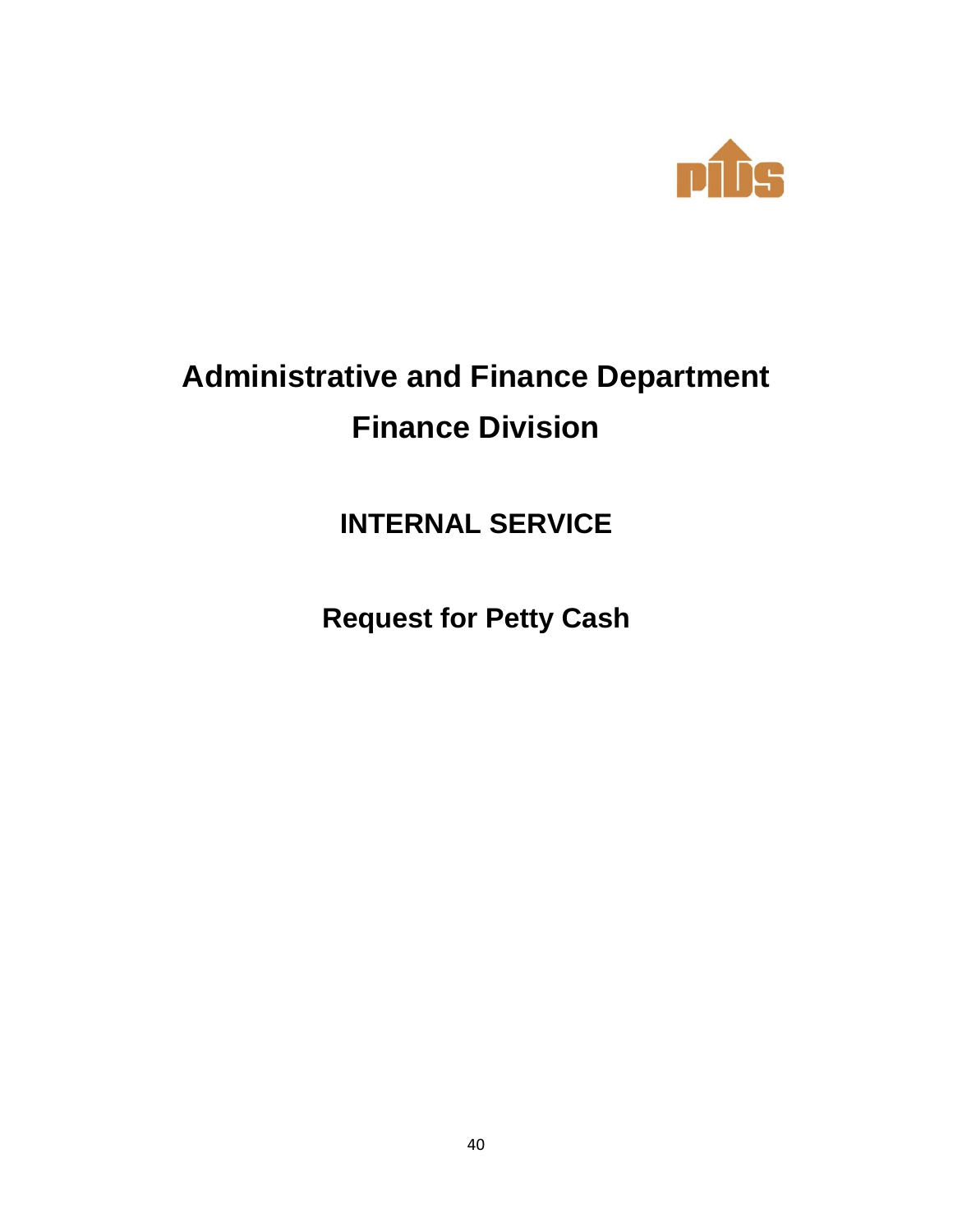# Administrative and Finance Department
# Finance Division

## INTERNAL SERVICE

## Request for Petty Cash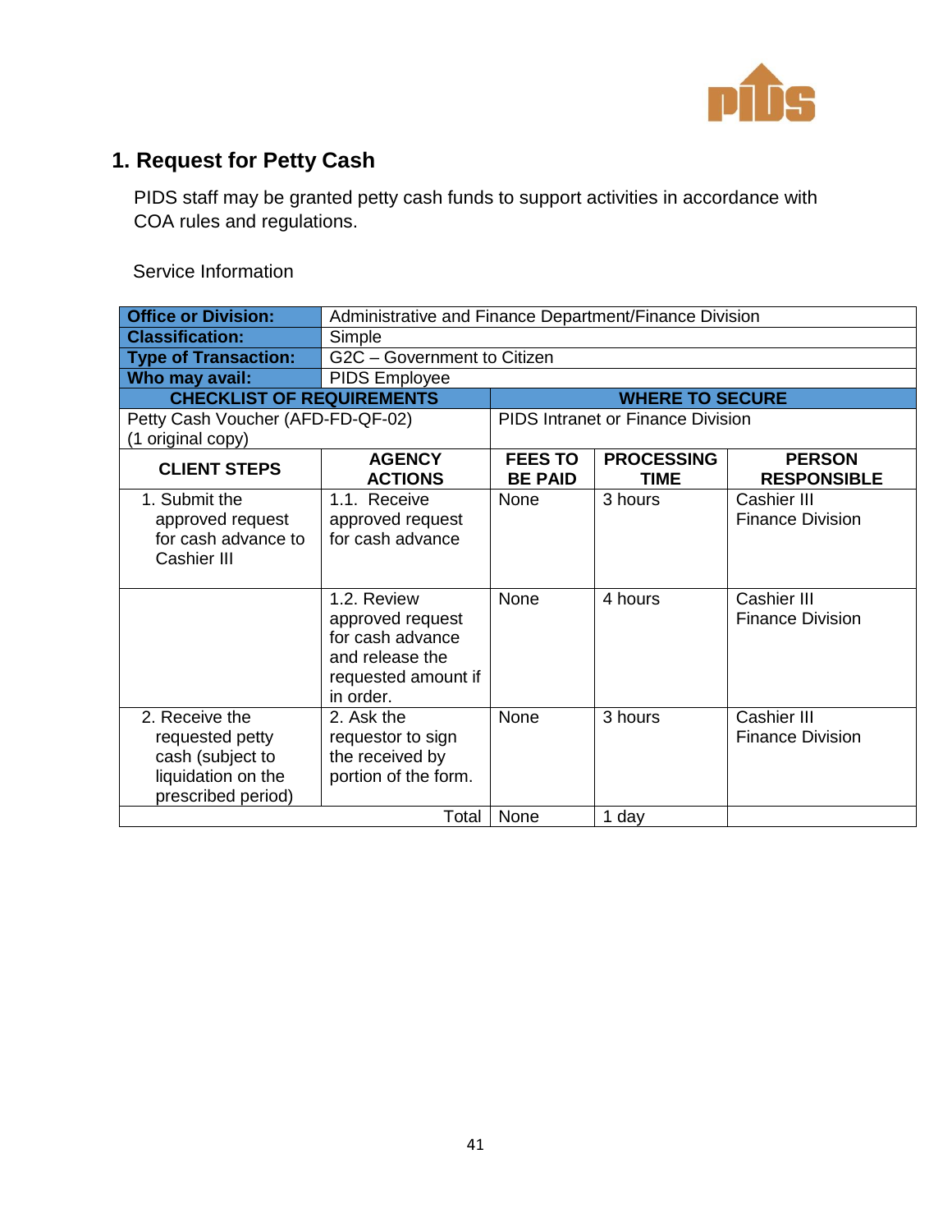## 1. Request for Petty Cash

PIDS staff may be granted petty cash funds to support activities in accordance with COA rules and regulations.

Service Information

| **Office or Division:** | Administrative and Finance Department/Finance Division | | | |
|---|---|---|---|---|
| **Classification:** | Simple | | | |
| **Type of Transaction:** | G2C – Government to Citizen | | | |
| **Who may avail:** | PIDS Employee | | | |
| **CHECKLIST OF REQUIREMENTS** | | **WHERE TO SECURE** | | |
| Petty Cash Voucher (AFD-FD-QF-02) (1 original copy) | | PIDS Intranet or Finance Division | | |
| **CLIENT STEPS** | **AGENCY ACTIONS** | **FEES TO BE PAID** | **PROCESSING TIME** | **PERSON RESPONSIBLE** |
| 1. Submit the approved request for cash advance to Cashier III | 1.1. Receive approved request for cash advance | None | 3 hours | Cashier III Finance Division |
| | 1.2. Review approved request for cash advance and release the requested amount if in order. | None | 4 hours | Cashier III Finance Division |
| 2. Receive the requested petty cash (subject to liquidation on the prescribed period) | 2. Ask the requestor to sign the received by portion of the form. | None | 3 hours | Cashier III Finance Division |
| | Total | None | 1 day | |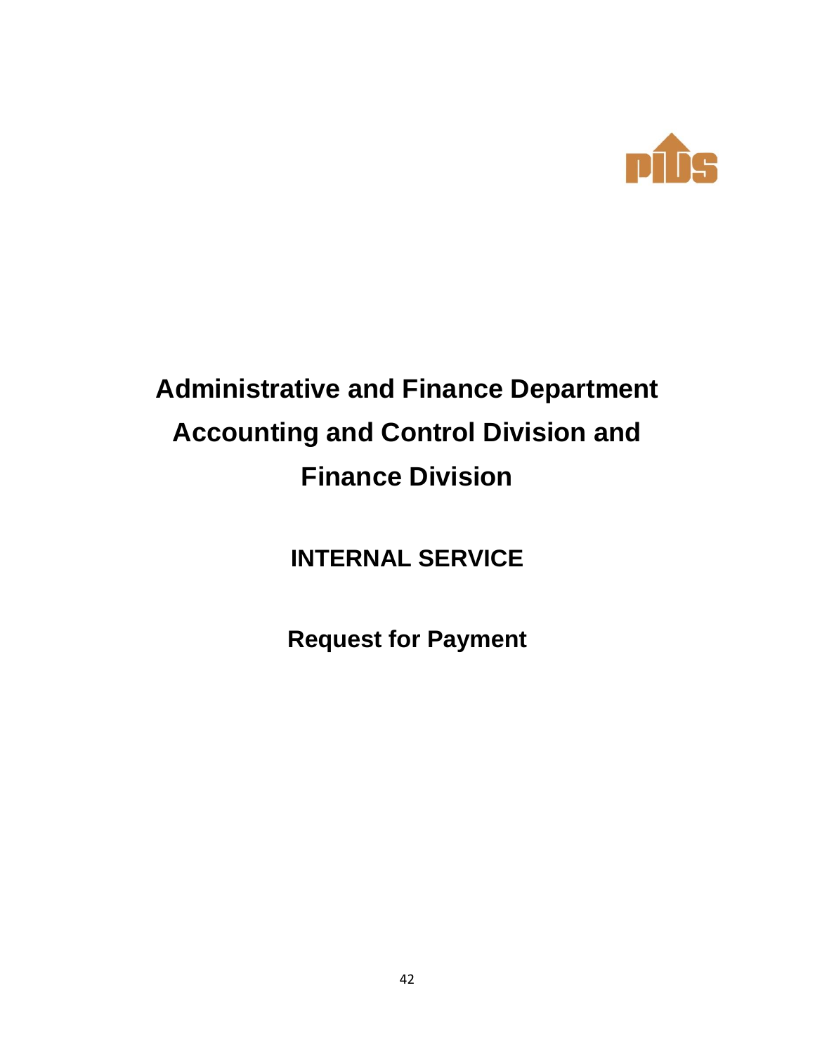# Administrative and Finance Department
# Accounting and Control Division and
# Finance Division

## INTERNAL SERVICE

## Request for Payment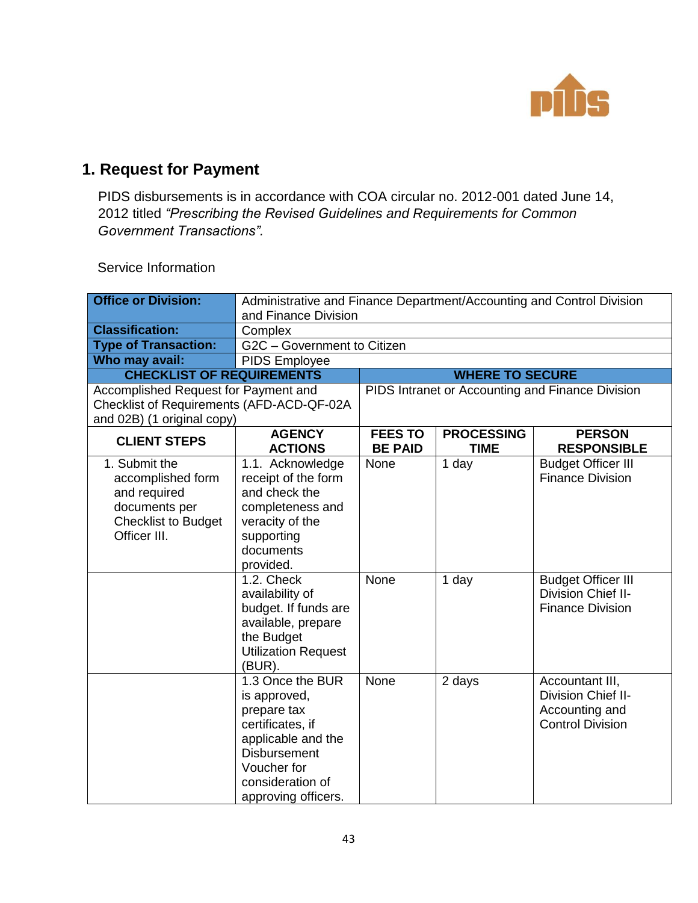## 1. Request for Payment

PIDS disbursements is in accordance with COA circular no. 2012-001 dated June 14, 2012 titled *"Prescribing the Revised Guidelines and Requirements for Common Government Transactions".*

Service Information

| **Office or Division:** | Administrative and Finance Department/Accounting and Control Division and Finance Division | | | |
|---|---|---|---|---|
| **Classification:** | Complex | | | |
| **Type of Transaction:** | G2C – Government to Citizen | | | |
| **Who may avail:** | PIDS Employee | | | |
| **CHECKLIST OF REQUIREMENTS** | | **WHERE TO SECURE** | | |
| Accomplished Request for Payment and Checklist of Requirements (AFD-ACD-QF-02A and 02B) (1 original copy) | | PIDS Intranet or Accounting and Finance Division | | |
| **CLIENT STEPS** | **AGENCY ACTIONS** | **FEES TO BE PAID** | **PROCESSING TIME** | **PERSON RESPONSIBLE** |
| 1. Submit the accomplished form and required documents per Checklist to Budget Officer III. | 1.1. Acknowledge receipt of the form and check the completeness and veracity of the supporting documents provided. | None | 1 day | Budget Officer III Finance Division |
| | 1.2. Check availability of budget. If funds are available, prepare the Budget Utilization Request (BUR). | None | 1 day | Budget Officer III Division Chief II-Finance Division |
| | 1.3 Once the BUR is approved, prepare tax certificates, if applicable and the Disbursement Voucher for consideration of approving officers. | None | 2 days | Accountant III, Division Chief II-Accounting and Control Division |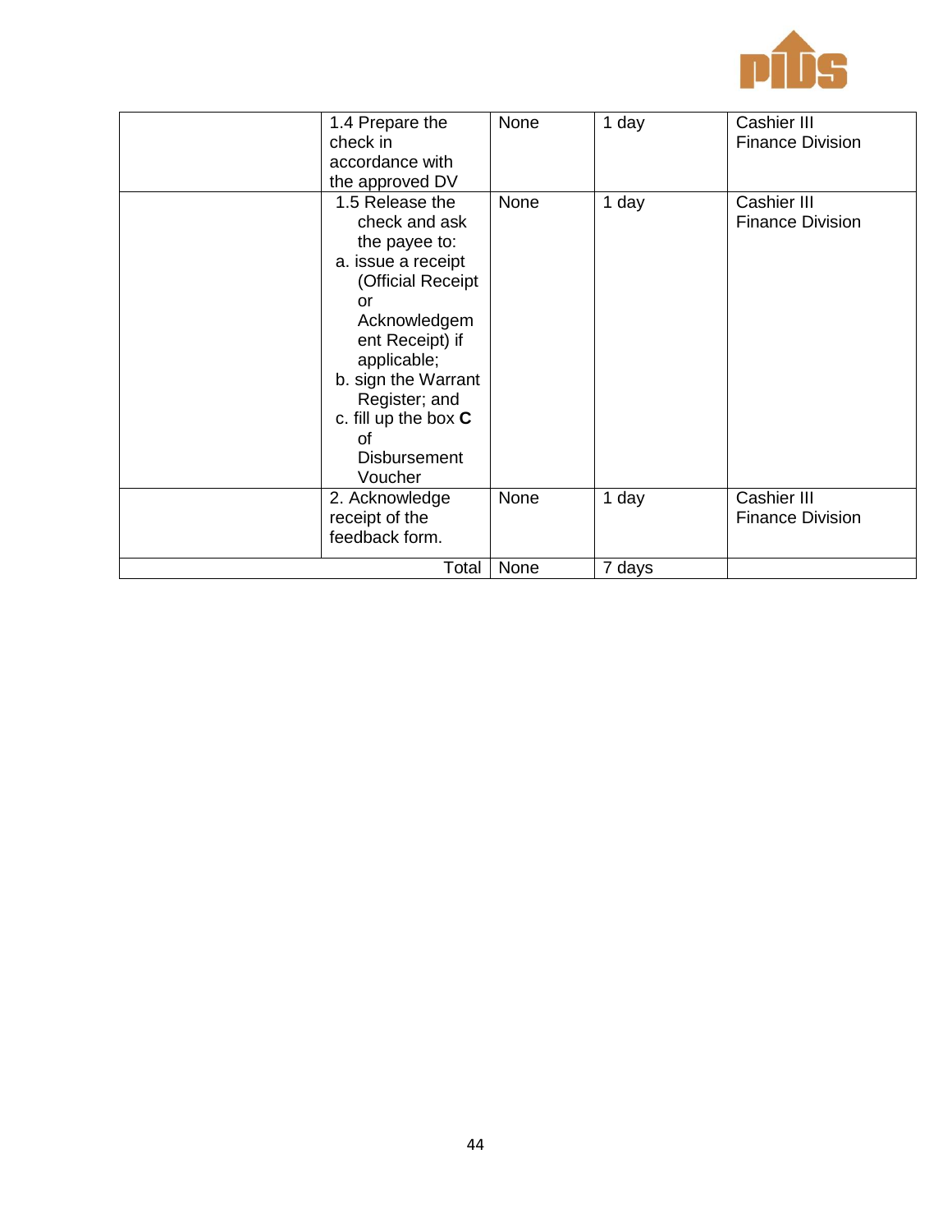| | | | | |
|---|---|---|---|---|
| | 1.4 Prepare the check in accordance with the approved DV | None | 1 day | Cashier III Finance Division |
| | 1.5 Release the check and ask the payee to:<br>a. issue a receipt (Official Receipt or Acknowledgement Receipt) if applicable;<br>b. sign the Warrant Register; and<br>c. fill up the box **C** of Disbursement Voucher | None | 1 day | Cashier III Finance Division |
| | 2. Acknowledge receipt of the feedback form. | None | 1 day | Cashier III Finance Division |
| | Total | None | 7 days | |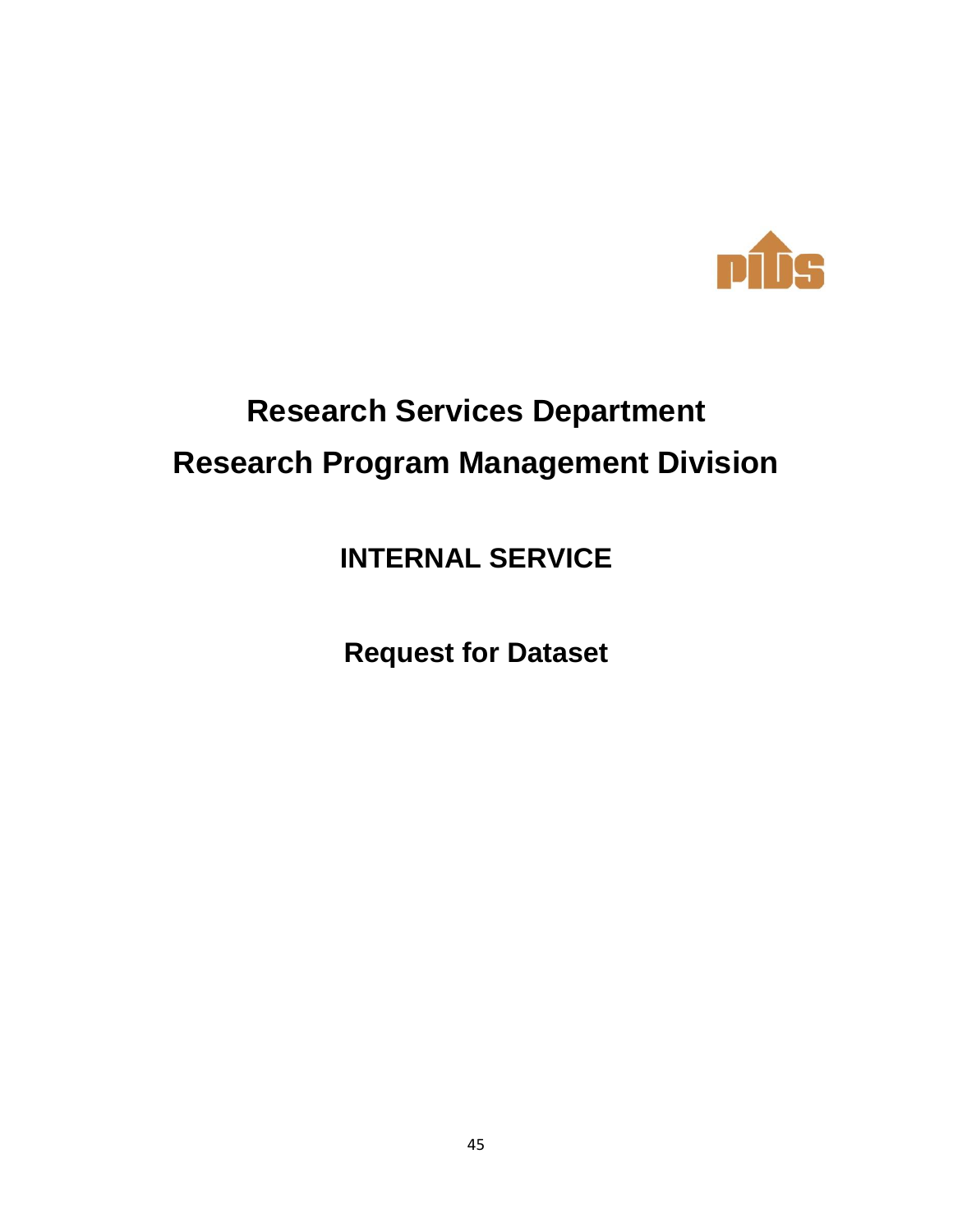# Research Services Department

# Research Program Management Division

## INTERNAL SERVICE

## Request for Dataset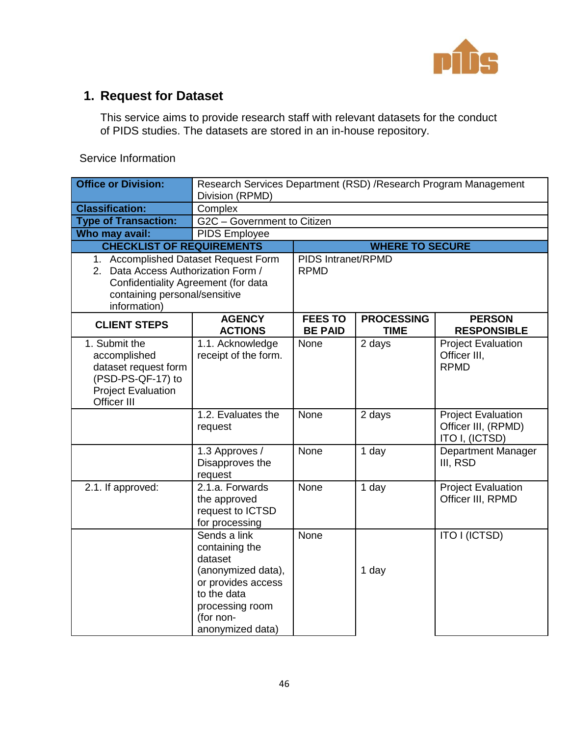## 1. Request for Dataset

This service aims to provide research staff with relevant datasets for the conduct of PIDS studies. The datasets are stored in an in-house repository.

Service Information

| **Office or Division:** | Research Services Department (RSD) /Research Program Management Division (RPMD) | | | |
|---|---|---|---|---|
| **Classification:** | Complex | | | |
| **Type of Transaction:** | G2C – Government to Citizen | | | |
| **Who may avail:** | PIDS Employee | | | |
| **CHECKLIST OF REQUIREMENTS** | | **WHERE TO SECURE** | | |
| 1. Accomplished Dataset Request Form<br>2. Data Access Authorization Form / Confidentiality Agreement (for data containing personal/sensitive information) | | PIDS Intranet/RPMD<br>RPMD | | |
| **CLIENT STEPS** | **AGENCY ACTIONS** | **FEES TO BE PAID** | **PROCESSING TIME** | **PERSON RESPONSIBLE** |
| 1. Submit the accomplished dataset request form (PSD-PS-QF-17) to Project Evaluation Officer III | 1.1. Acknowledge receipt of the form. | None | 2 days | Project Evaluation Officer III, RPMD |
| | 1.2. Evaluates the request | None | 2 days | Project Evaluation Officer III, (RPMD) ITO I, (ICTSD) |
| | 1.3 Approves / Disapproves the request | None | 1 day | Department Manager III, RSD |
| 2.1. If approved: | 2.1.a. Forwards the approved request to ICTSD for processing | None | 1 day | Project Evaluation Officer III, RPMD |
| | Sends a link containing the dataset (anonymized data), or provides access to the data processing room (for non-anonymized data) | None | 1 day | ITO I (ICTSD) |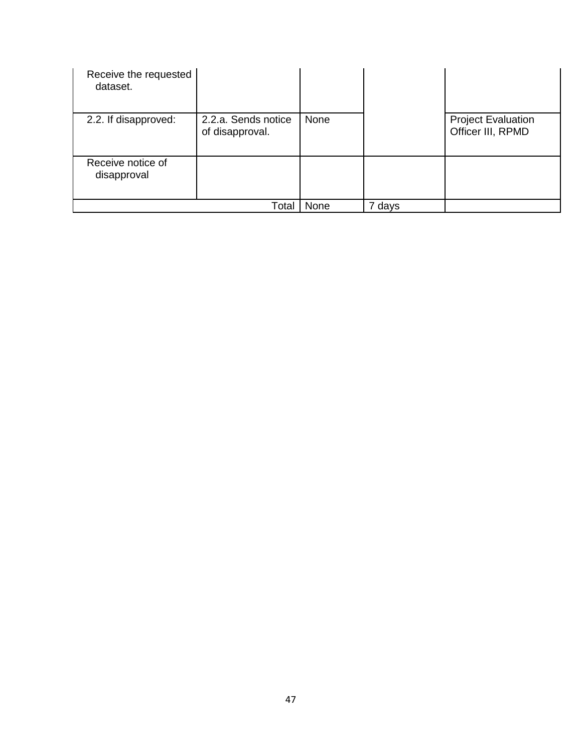| | | | | |
|---|---|---|---|---|
| Receive the requested dataset. | | | | |
| 2.2. If disapproved: | 2.2.a. Sends notice of disapproval. | None | | Project Evaluation Officer III, RPMD |
| Receive notice of disapproval | | | | |
| | Total | None | 7 days | |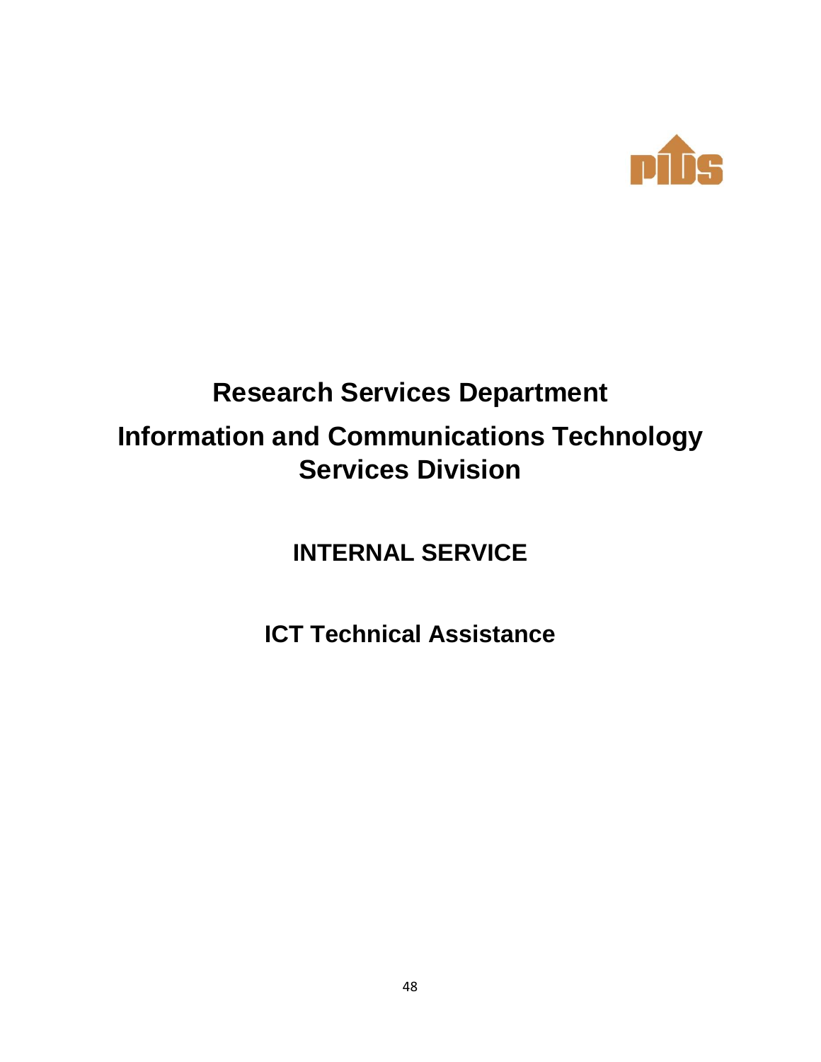# Research Services Department

# Information and Communications Technology Services Division

## INTERNAL SERVICE

## ICT Technical Assistance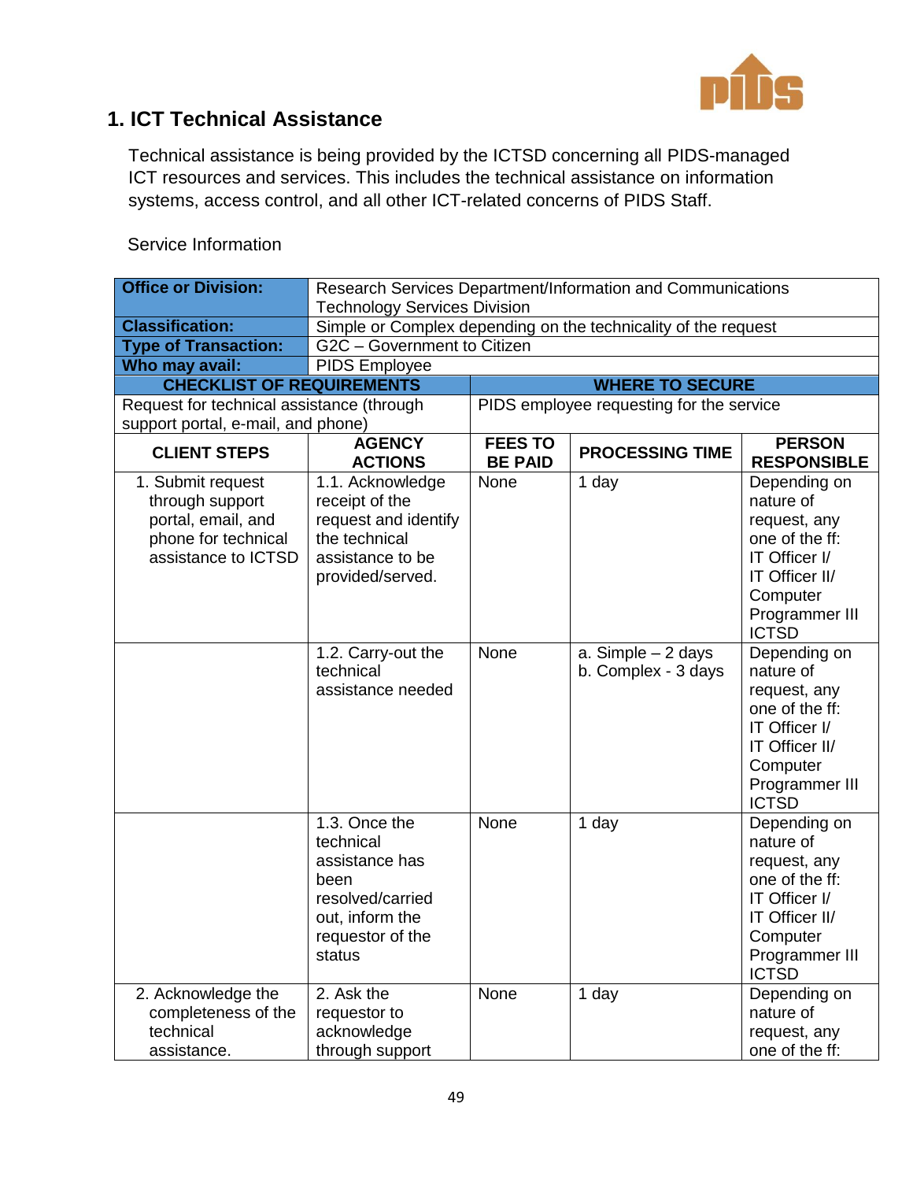## 1. ICT Technical Assistance

Technical assistance is being provided by the ICTSD concerning all PIDS-managed ICT resources and services. This includes the technical assistance on information systems, access control, and all other ICT-related concerns of PIDS Staff.

Service Information

| **Office or Division:** | Research Services Department/Information and Communications Technology Services Division | | | |
|---|---|---|---|---|
| **Classification:** | Simple or Complex depending on the technicality of the request | | | |
| **Type of Transaction:** | G2C – Government to Citizen | | | |
| **Who may avail:** | PIDS Employee | | | |
| **CHECKLIST OF REQUIREMENTS** | | **WHERE TO SECURE** | | |
| Request for technical assistance (through support portal, e-mail, and phone) | | PIDS employee requesting for the service | | |
| **CLIENT STEPS** | **AGENCY ACTIONS** | **FEES TO BE PAID** | **PROCESSING TIME** | **PERSON RESPONSIBLE** |
| 1. Submit request through support portal, email, and phone for technical assistance to ICTSD | 1.1. Acknowledge receipt of the request and identify the technical assistance to be provided/served. | None | 1 day | Depending on nature of request, any one of the ff: IT Officer I/ IT Officer II/ Computer Programmer III ICTSD |
| | 1.2. Carry-out the technical assistance needed | None | a. Simple – 2 days<br>b. Complex - 3 days | Depending on nature of request, any one of the ff: IT Officer I/ IT Officer II/ Computer Programmer III ICTSD |
| | 1.3. Once the technical assistance has been resolved/carried out, inform the requestor of the status | None | 1 day | Depending on nature of request, any one of the ff: IT Officer I/ IT Officer II/ Computer Programmer III ICTSD |
| 2. Acknowledge the completeness of the technical assistance. | 2. Ask the requestor to acknowledge through support | None | 1 day | Depending on nature of request, any one of the ff: |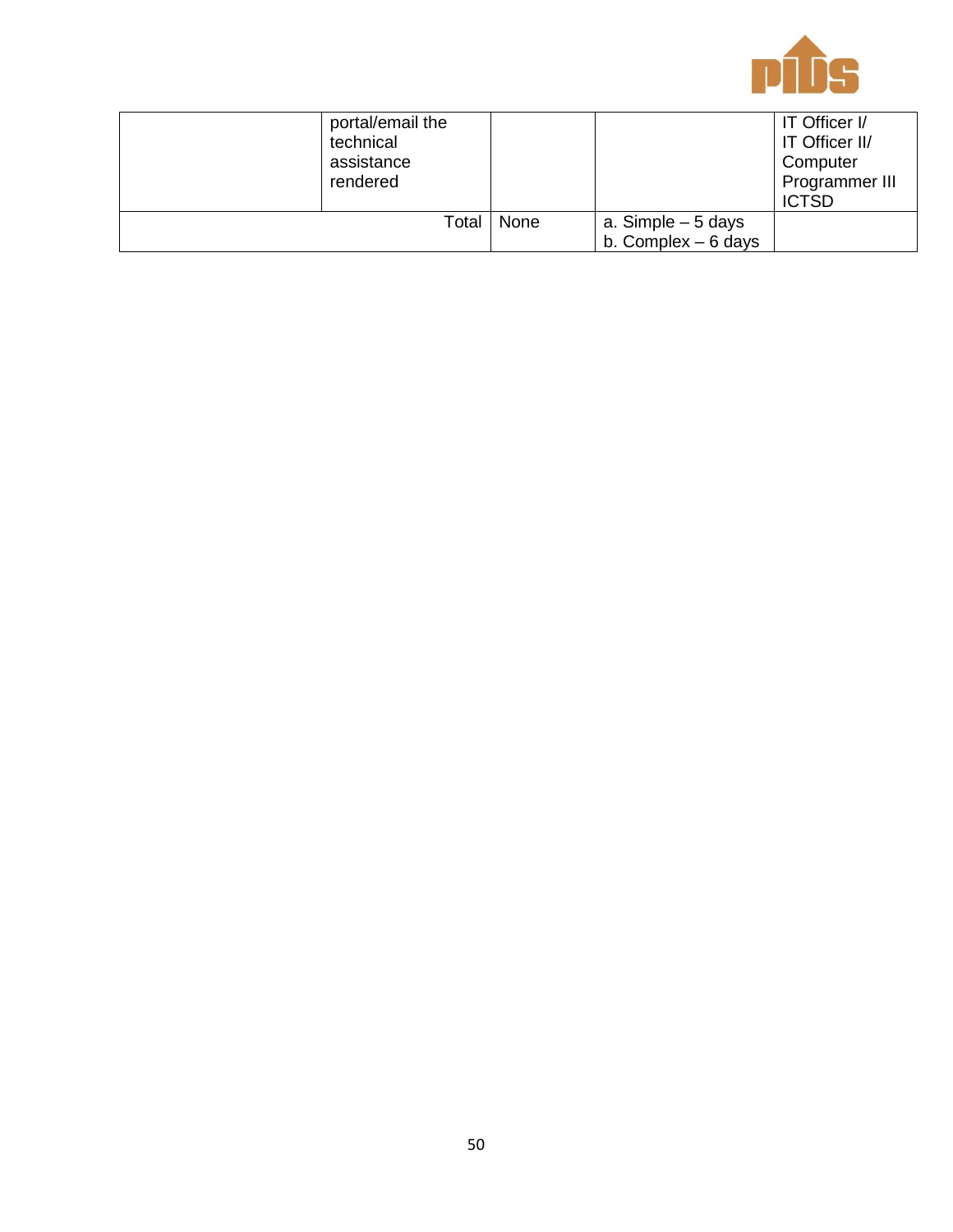| | | | | |
|---|---|---|---|---|
| | portal/email the technical assistance rendered | | | IT Officer I/ IT Officer II/ Computer Programmer III ICTSD |
| Total | | None | a. Simple – 5 days b. Complex – 6 days | |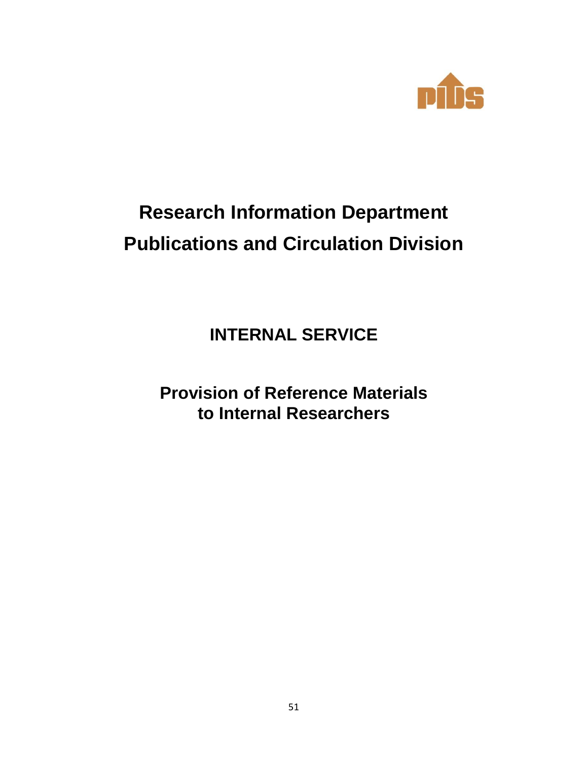# Research Information Department
# Publications and Circulation Division

## INTERNAL SERVICE

## Provision of Reference Materials to Internal Researchers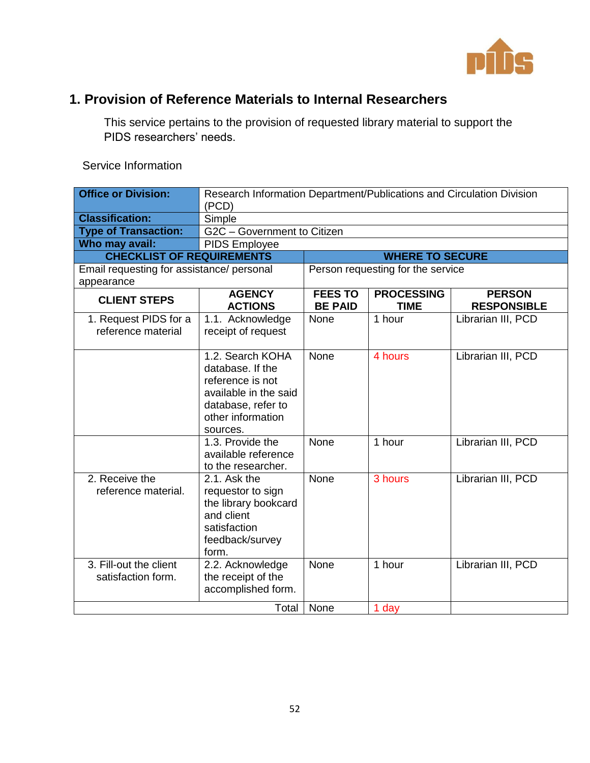## 1. Provision of Reference Materials to Internal Researchers

This service pertains to the provision of requested library material to support the PIDS researchers' needs.

Service Information

| **Office or Division:** | Research Information Department/Publications and Circulation Division (PCD) | | | |
|---|---|---|---|---|
| **Classification:** | Simple | | | |
| **Type of Transaction:** | G2C – Government to Citizen | | | |
| **Who may avail:** | PIDS Employee | | | |
| **CHECKLIST OF REQUIREMENTS** | | **WHERE TO SECURE** | | |
| Email requesting for assistance/ personal appearance | | Person requesting for the service | | |
| **CLIENT STEPS** | **AGENCY ACTIONS** | **FEES TO BE PAID** | **PROCESSING TIME** | **PERSON RESPONSIBLE** |
| 1. Request PIDS for a reference material | 1.1. Acknowledge receipt of request | None | 1 hour | Librarian III, PCD |
| | 1.2. Search KOHA database. If the reference is not available in the said database, refer to other information sources. | None | 4 hours | Librarian III, PCD |
| | 1.3. Provide the available reference to the researcher. | None | 1 hour | Librarian III, PCD |
| 2. Receive the reference material. | 2.1. Ask the requestor to sign the library bookcard and client satisfaction feedback/survey form. | None | 3 hours | Librarian III, PCD |
| 3. Fill-out the client satisfaction form. | 2.2. Acknowledge the receipt of the accomplished form. | None | 1 hour | Librarian III, PCD |
| | Total | None | 1 day | |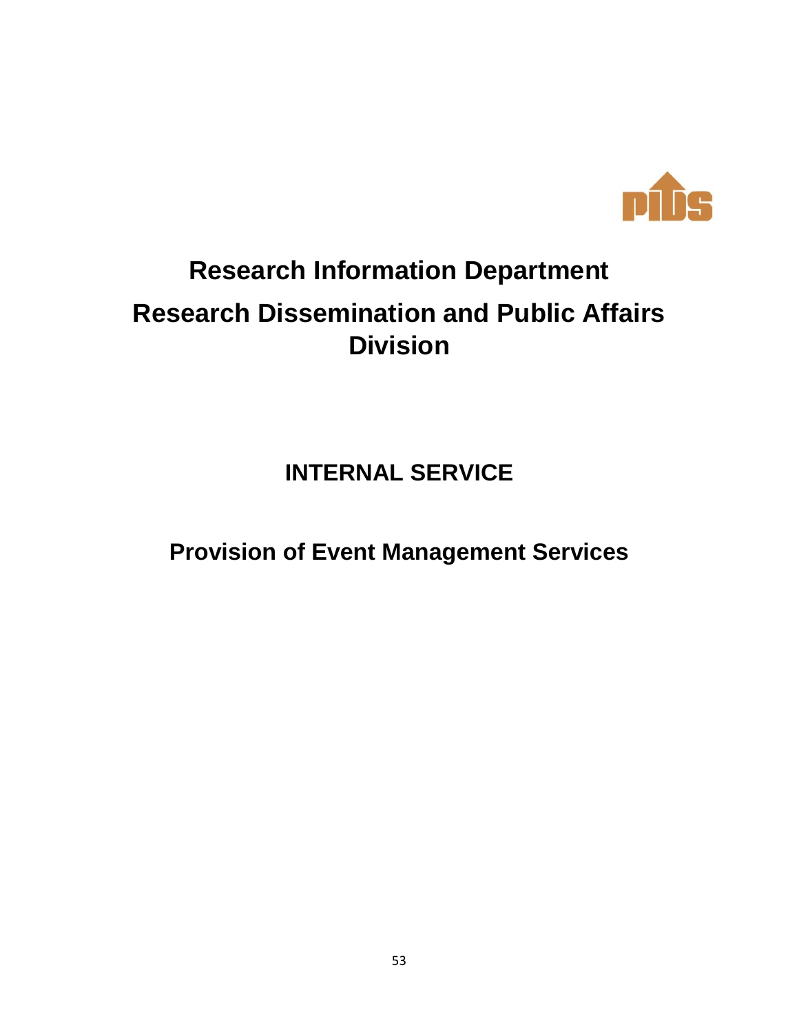# Research Information Department

# Research Dissemination and Public Affairs Division

## INTERNAL SERVICE

## Provision of Event Management Services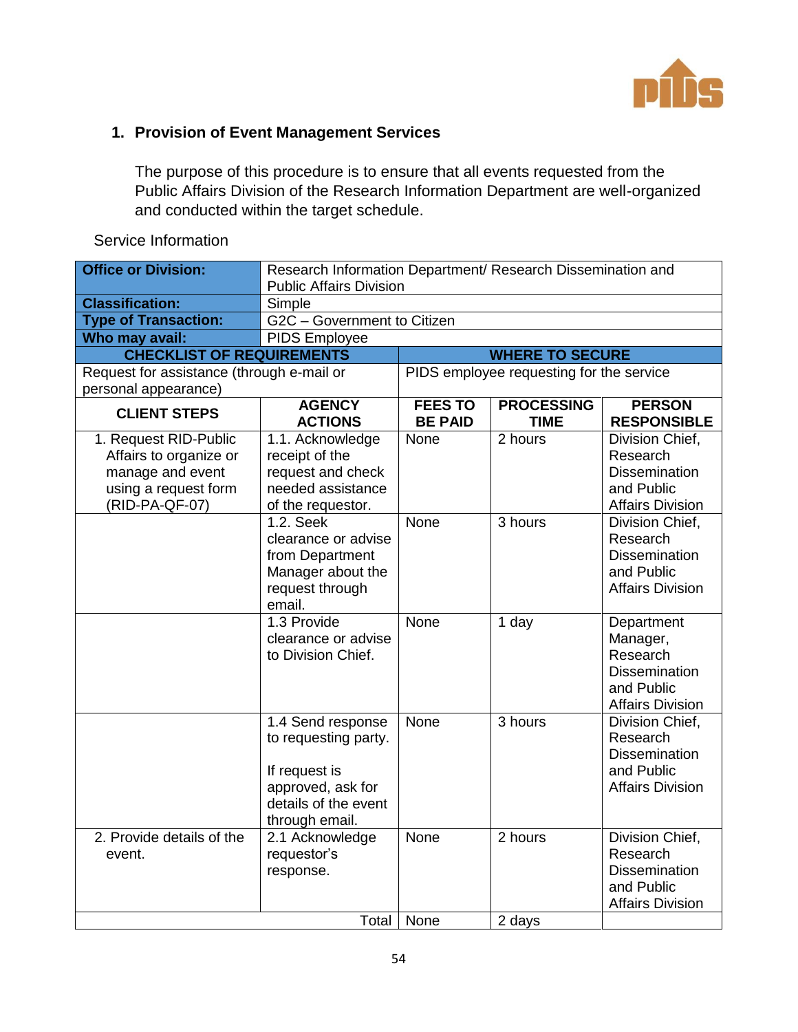## 1. Provision of Event Management Services

The purpose of this procedure is to ensure that all events requested from the Public Affairs Division of the Research Information Department are well-organized and conducted within the target schedule.

Service Information

| **Office or Division:** | Research Information Department/ Research Dissemination and Public Affairs Division | | | |
|---|---|---|---|---|
| **Classification:** | Simple | | | |
| **Type of Transaction:** | G2C – Government to Citizen | | | |
| **Who may avail:** | PIDS Employee | | | |
| **CHECKLIST OF REQUIREMENTS** | | **WHERE TO SECURE** | | |
| Request for assistance (through e-mail or personal appearance) | | PIDS employee requesting for the service | | |
| **CLIENT STEPS** | **AGENCY ACTIONS** | **FEES TO BE PAID** | **PROCESSING TIME** | **PERSON RESPONSIBLE** |
| 1. Request RID-Public Affairs to organize or manage and event using a request form (RID-PA-QF-07) | 1.1. Acknowledge receipt of the request and check needed assistance of the requestor. | None | 2 hours | Division Chief, Research Dissemination and Public Affairs Division |
| | 1.2. Seek clearance or advise from Department Manager about the request through email. | None | 3 hours | Division Chief, Research Dissemination and Public Affairs Division |
| | 1.3 Provide clearance or advise to Division Chief. | None | 1 day | Department Manager, Research Dissemination and Public Affairs Division |
| | 1.4 Send response to requesting party.<br><br>If request is approved, ask for details of the event through email. | None | 3 hours | Division Chief, Research Dissemination and Public Affairs Division |
| 2. Provide details of the event. | 2.1 Acknowledge requestor's response. | None | 2 hours | Division Chief, Research Dissemination and Public Affairs Division |
| | Total | None | 2 days | |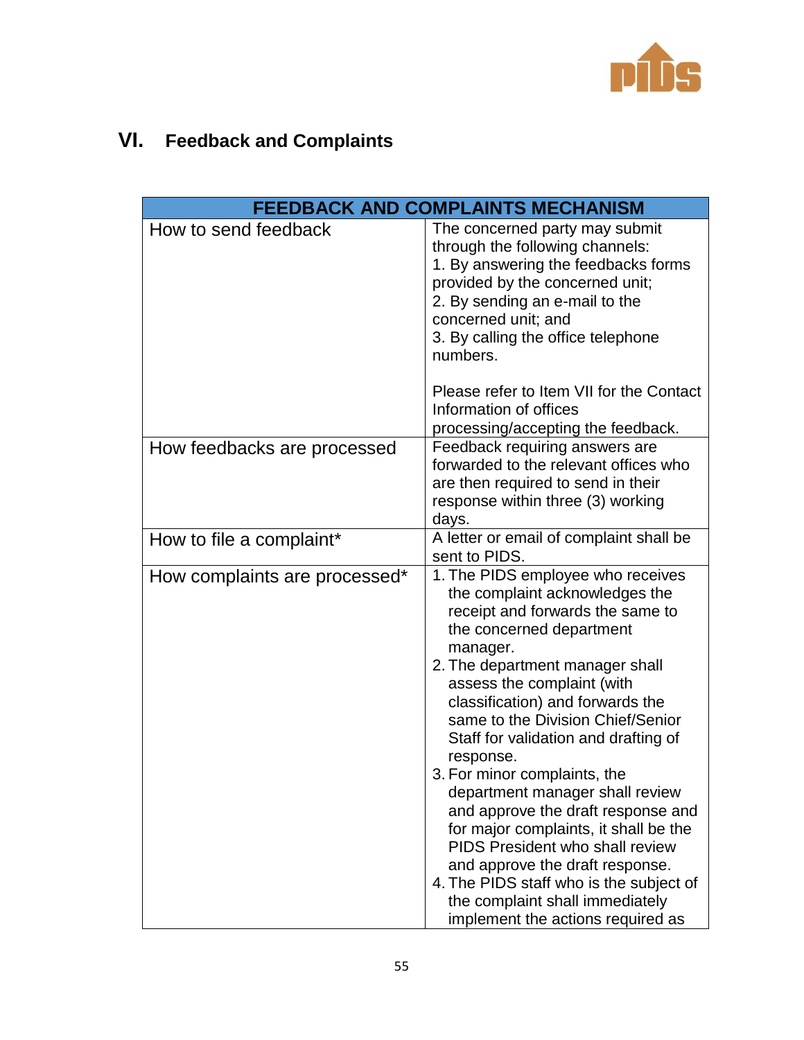## VI. Feedback and Complaints

| FEEDBACK AND COMPLAINTS MECHANISM | |
|---|---|
| How to send feedback | The concerned party may submit through the following channels:<br>1. By answering the feedbacks forms provided by the concerned unit;<br>2. By sending an e-mail to the concerned unit; and<br>3. By calling the office telephone numbers.<br><br>Please refer to Item VII for the Contact Information of offices processing/accepting the feedback. |
| How feedbacks are processed | Feedback requiring answers are forwarded to the relevant offices who are then required to send in their response within three (3) working days. |
| How to file a complaint* | A letter or email of complaint shall be sent to PIDS. |
| How complaints are processed* | 1. The PIDS employee who receives the complaint acknowledges the receipt and forwards the same to the concerned department manager.<br>2. The department manager shall assess the complaint (with classification) and forwards the same to the Division Chief/Senior Staff for validation and drafting of response.<br>3. For minor complaints, the department manager shall review and approve the draft response and for major complaints, it shall be the PIDS President who shall review and approve the draft response.<br>4. The PIDS staff who is the subject of the complaint shall immediately implement the actions required as |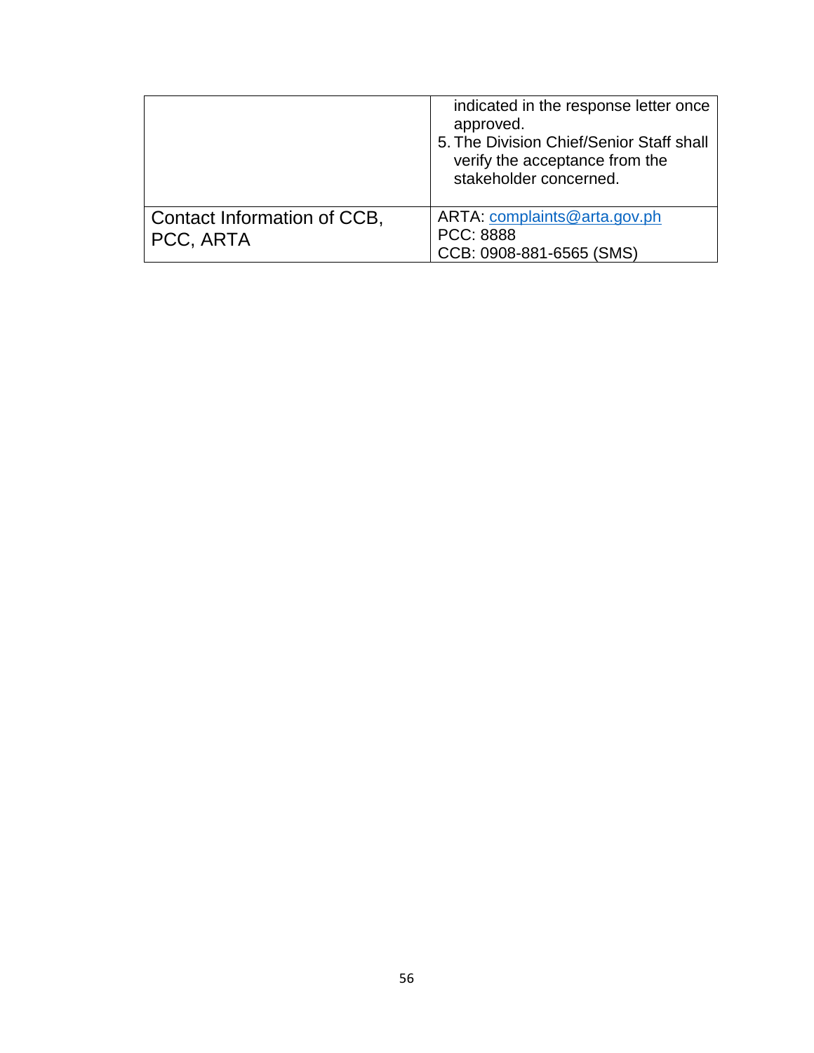| | |
|---|---|
| | indicated in the response letter once approved.<br>5. The Division Chief/Senior Staff shall verify the acceptance from the stakeholder concerned. |
| Contact Information of CCB, PCC, ARTA | ARTA: complaints@arta.gov.ph<br>PCC: 8888<br>CCB: 0908-881-6565 (SMS) |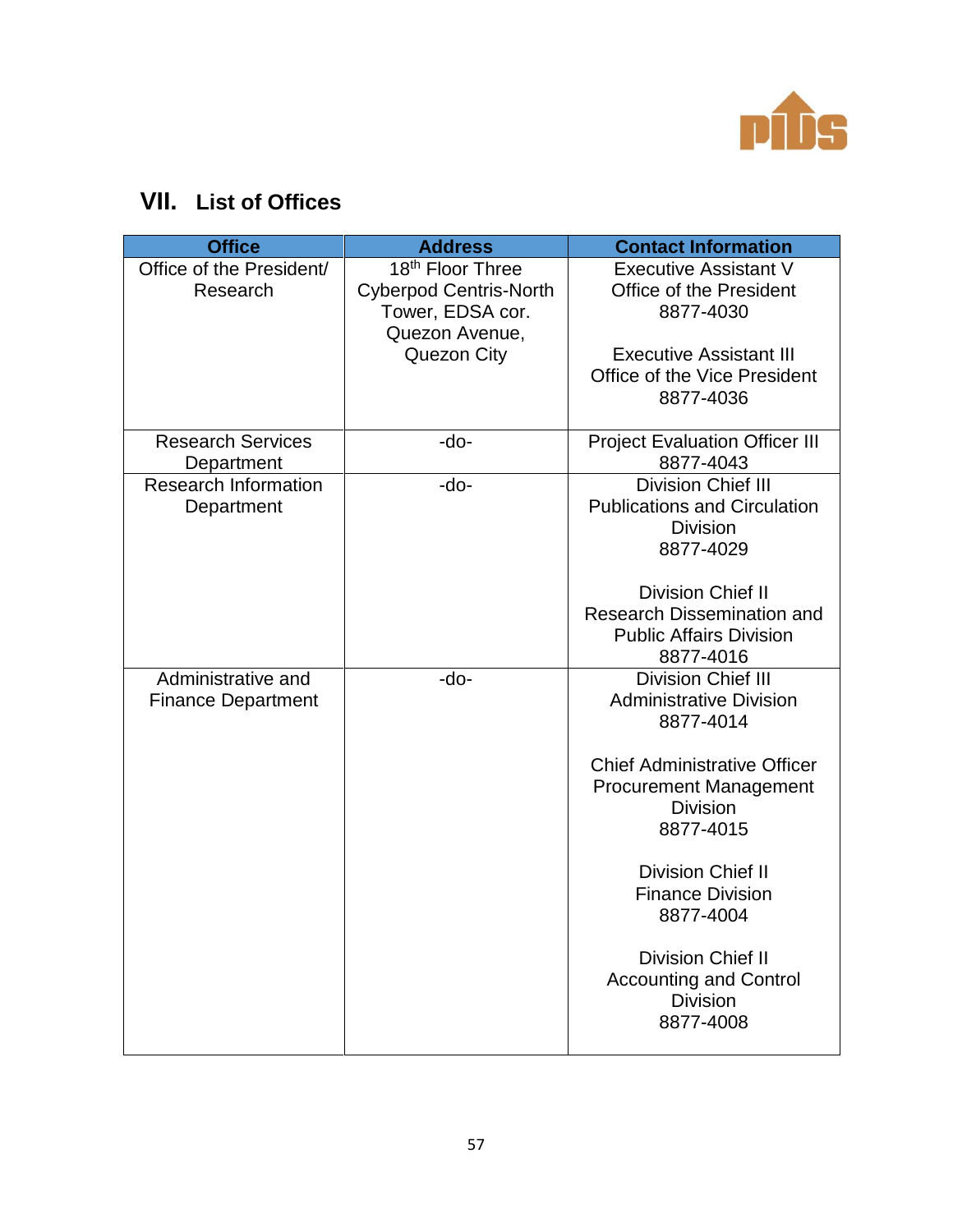## VII. List of Offices

| Office | Address | Contact Information |
|---|---|---|
| Office of the President/ Research | 18th Floor Three Cyberpod Centris-North Tower, EDSA cor. Quezon Avenue, Quezon City | Executive Assistant V<br>Office of the President<br>8877-4030<br><br>Executive Assistant III<br>Office of the Vice President<br>8877-4036 |
| Research Services Department | -do- | Project Evaluation Officer III<br>8877-4043 |
| Research Information Department | -do- | Division Chief III<br>Publications and Circulation Division<br>8877-4029<br><br>Division Chief II<br>Research Dissemination and Public Affairs Division<br>8877-4016 |
| Administrative and Finance Department | -do- | Division Chief III<br>Administrative Division<br>8877-4014<br><br>Chief Administrative Officer<br>Procurement Management Division<br>8877-4015<br><br>Division Chief II<br>Finance Division<br>8877-4004<br><br>Division Chief II<br>Accounting and Control Division<br>8877-4008 |